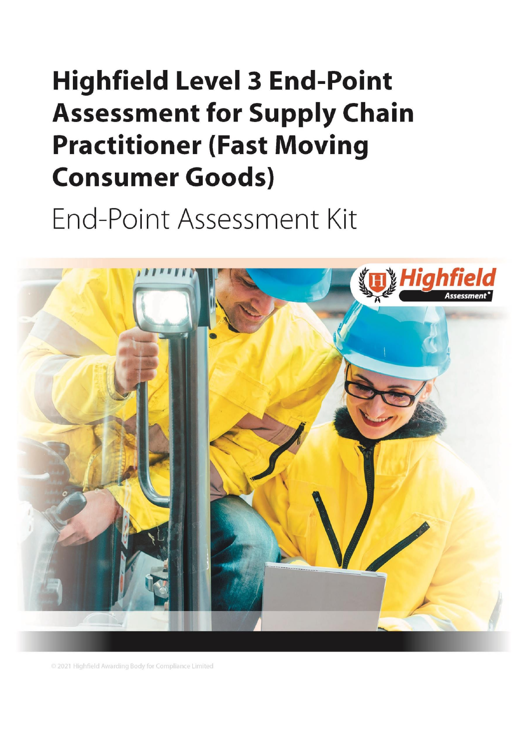# Highfield Level 3 End-Point Assessment for Supply Chain Practitioner (Fast Moving Consumer Goods)

End-Point Assessment Kit

© 2021 Highfield Awarding Body for Compliance Limited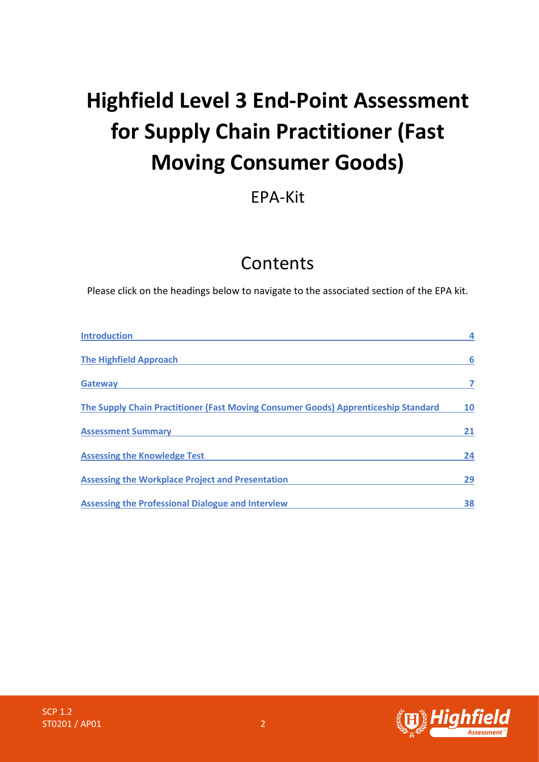# Highfield Level 3 End-Point Assessment for Supply Chain Practitioner (Fast Moving Consumer Goods)

EPA-Kit

## Contents

Please click on the headings below to navigate to the associated section of the EPA kit.

| | |
|---|---|
| Introduction | 4 |
| The Highfield Approach | 6 |
| Gateway | 7 |
| The Supply Chain Practitioner (Fast Moving Consumer Goods) Apprenticeship Standard | 10 |
| Assessment Summary | 21 |
| Assessing the Knowledge Test | 24 |
| Assessing the Workplace Project and Presentation | 29 |
| Assessing the Professional Dialogue and Interview | 38 |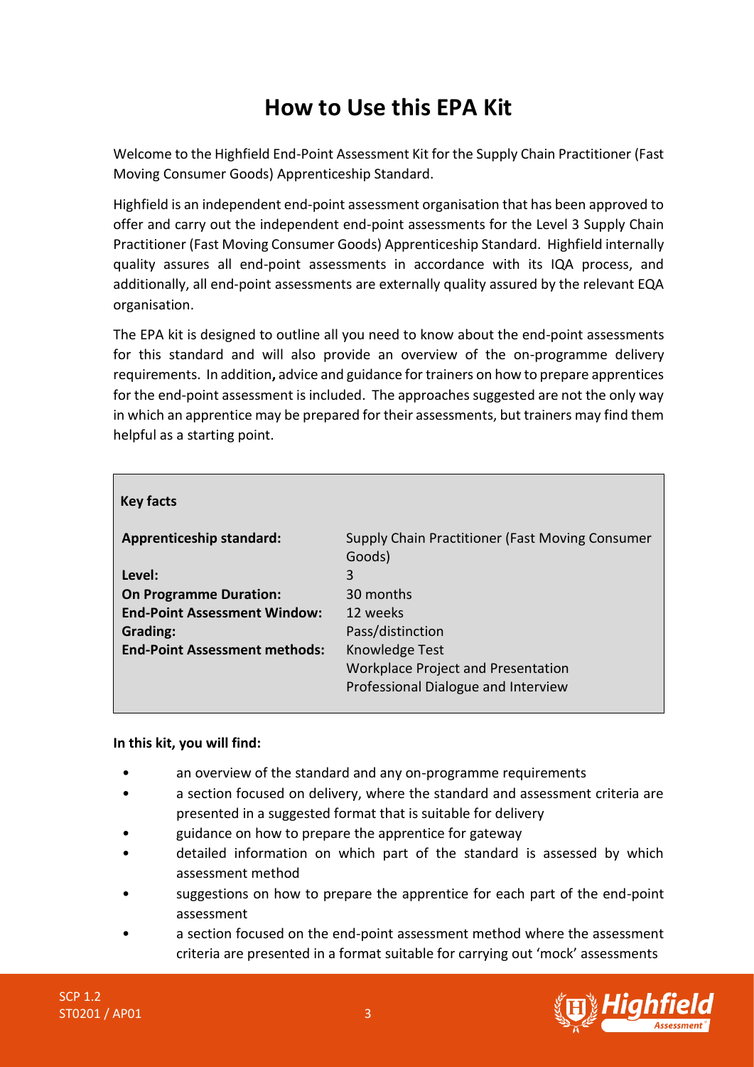# How to Use this EPA Kit

Welcome to the Highfield End-Point Assessment Kit for the Supply Chain Practitioner (Fast Moving Consumer Goods) Apprenticeship Standard.

Highfield is an independent end-point assessment organisation that has been approved to offer and carry out the independent end-point assessments for the Level 3 Supply Chain Practitioner (Fast Moving Consumer Goods) Apprenticeship Standard. Highfield internally quality assures all end-point assessments in accordance with its IQA process, and additionally, all end-point assessments are externally quality assured by the relevant EQA organisation.

The EPA kit is designed to outline all you need to know about the end-point assessments for this standard and will also provide an overview of the on-programme delivery requirements. In addition, advice and guidance for trainers on how to prepare apprentices for the end-point assessment is included. The approaches suggested are not the only way in which an apprentice may be prepared for their assessments, but trainers may find them helpful as a starting point.

| Key facts | |
|---|---|
| **Apprenticeship standard:** | Supply Chain Practitioner (Fast Moving Consumer Goods) |
| **Level:** | 3 |
| **On Programme Duration:** | 30 months |
| **End-Point Assessment Window:** | 12 weeks |
| **Grading:** | Pass/distinction |
| **End-Point Assessment methods:** | Knowledge Test<br>Workplace Project and Presentation<br>Professional Dialogue and Interview |

**In this kit, you will find:**

- an overview of the standard and any on-programme requirements
- a section focused on delivery, where the standard and assessment criteria are presented in a suggested format that is suitable for delivery
- guidance on how to prepare the apprentice for gateway
- detailed information on which part of the standard is assessed by which assessment method
- suggestions on how to prepare the apprentice for each part of the end-point assessment
- a section focused on the end-point assessment method where the assessment criteria are presented in a format suitable for carrying out 'mock' assessments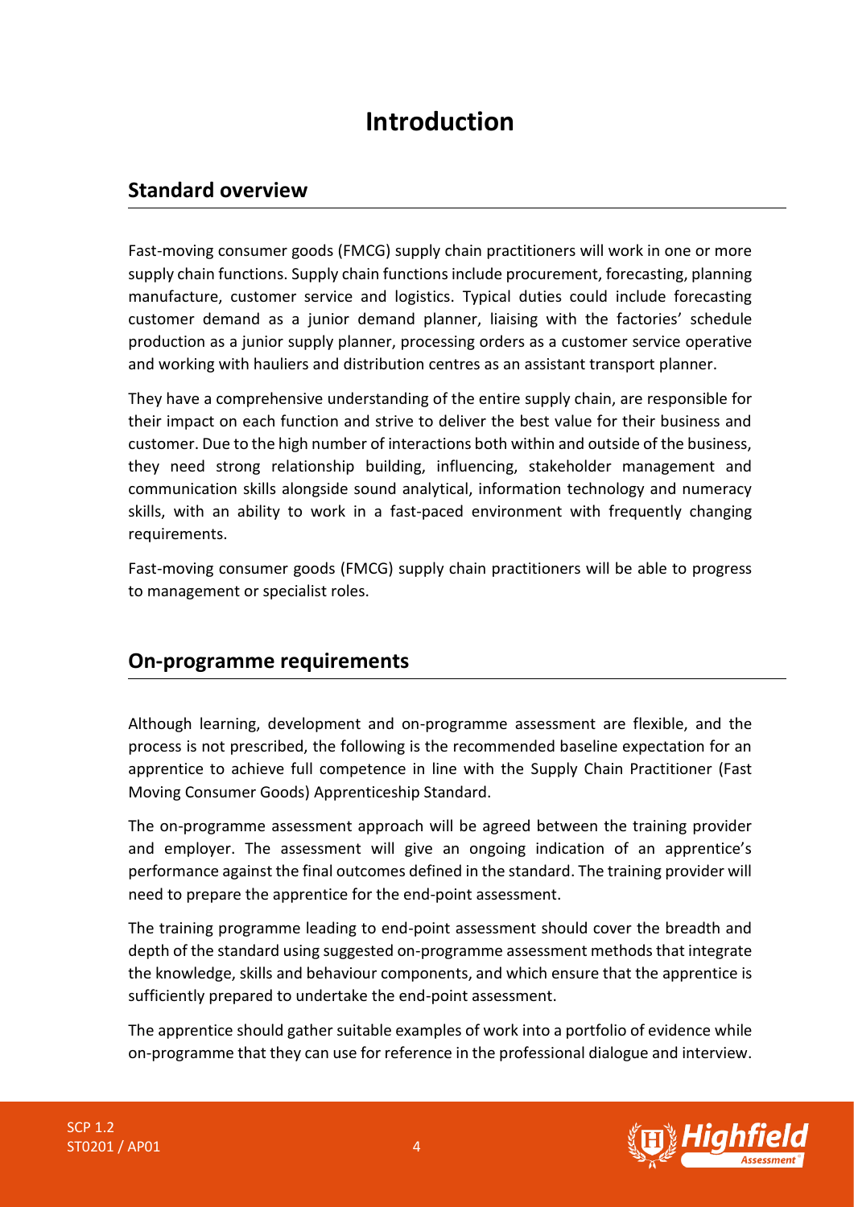# Introduction

## Standard overview

Fast-moving consumer goods (FMCG) supply chain practitioners will work in one or more supply chain functions. Supply chain functions include procurement, forecasting, planning manufacture, customer service and logistics. Typical duties could include forecasting customer demand as a junior demand planner, liaising with the factories' schedule production as a junior supply planner, processing orders as a customer service operative and working with hauliers and distribution centres as an assistant transport planner.

They have a comprehensive understanding of the entire supply chain, are responsible for their impact on each function and strive to deliver the best value for their business and customer. Due to the high number of interactions both within and outside of the business, they need strong relationship building, influencing, stakeholder management and communication skills alongside sound analytical, information technology and numeracy skills, with an ability to work in a fast-paced environment with frequently changing requirements.

Fast-moving consumer goods (FMCG) supply chain practitioners will be able to progress to management or specialist roles.

## On-programme requirements

Although learning, development and on-programme assessment are flexible, and the process is not prescribed, the following is the recommended baseline expectation for an apprentice to achieve full competence in line with the Supply Chain Practitioner (Fast Moving Consumer Goods) Apprenticeship Standard.

The on-programme assessment approach will be agreed between the training provider and employer. The assessment will give an ongoing indication of an apprentice's performance against the final outcomes defined in the standard. The training provider will need to prepare the apprentice for the end-point assessment.

The training programme leading to end-point assessment should cover the breadth and depth of the standard using suggested on-programme assessment methods that integrate the knowledge, skills and behaviour components, and which ensure that the apprentice is sufficiently prepared to undertake the end-point assessment.

The apprentice should gather suitable examples of work into a portfolio of evidence while on-programme that they can use for reference in the professional dialogue and interview.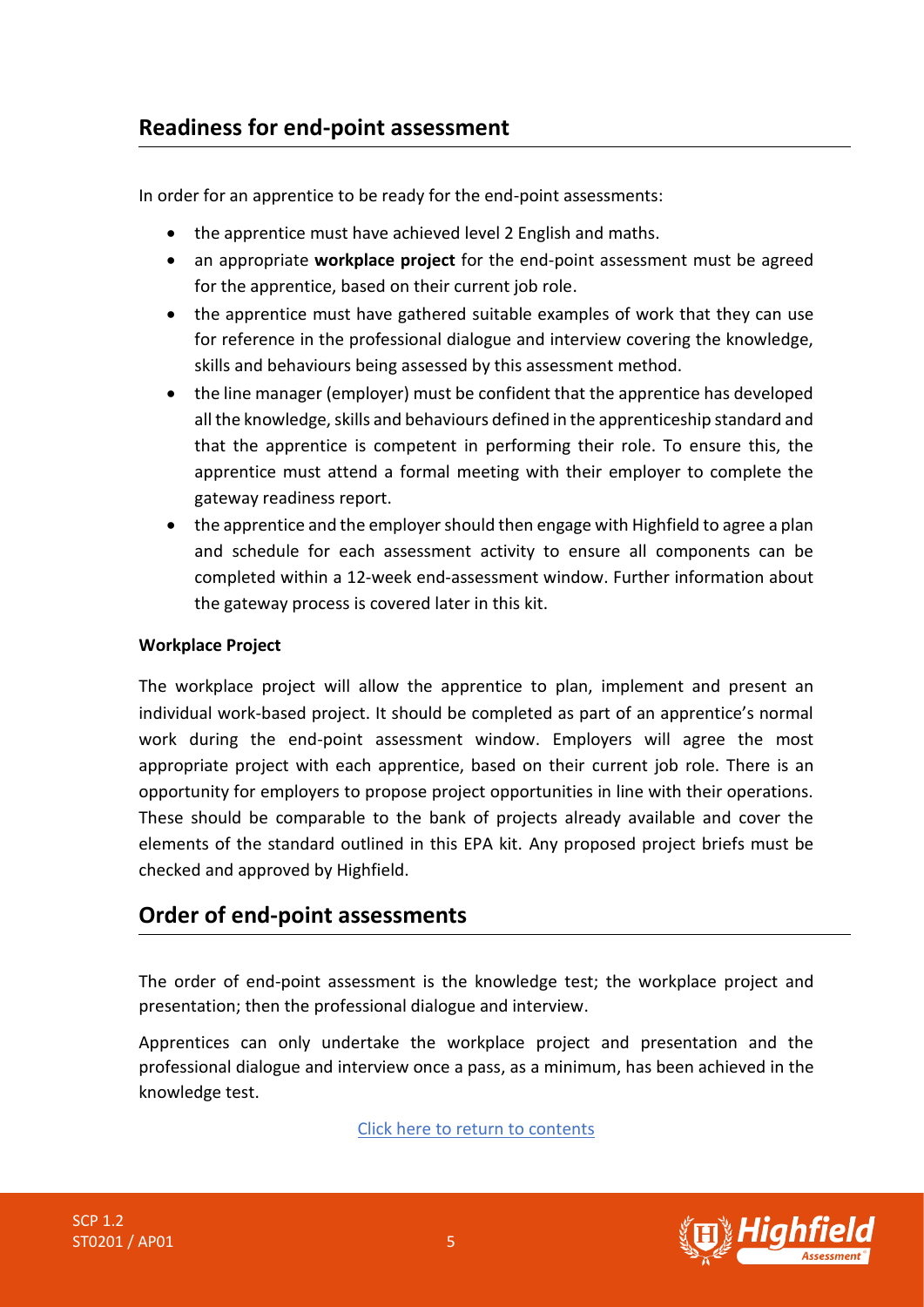## Readiness for end-point assessment

In order for an apprentice to be ready for the end-point assessments:

- the apprentice must have achieved level 2 English and maths.
- an appropriate **workplace project** for the end-point assessment must be agreed for the apprentice, based on their current job role.
- the apprentice must have gathered suitable examples of work that they can use for reference in the professional dialogue and interview covering the knowledge, skills and behaviours being assessed by this assessment method.
- the line manager (employer) must be confident that the apprentice has developed all the knowledge, skills and behaviours defined in the apprenticeship standard and that the apprentice is competent in performing their role. To ensure this, the apprentice must attend a formal meeting with their employer to complete the gateway readiness report.
- the apprentice and the employer should then engage with Highfield to agree a plan and schedule for each assessment activity to ensure all components can be completed within a 12-week end-assessment window. Further information about the gateway process is covered later in this kit.

**Workplace Project**

The workplace project will allow the apprentice to plan, implement and present an individual work-based project. It should be completed as part of an apprentice's normal work during the end-point assessment window. Employers will agree the most appropriate project with each apprentice, based on their current job role. There is an opportunity for employers to propose project opportunities in line with their operations. These should be comparable to the bank of projects already available and cover the elements of the standard outlined in this EPA kit. Any proposed project briefs must be checked and approved by Highfield.

## Order of end-point assessments

The order of end-point assessment is the knowledge test; the workplace project and presentation; then the professional dialogue and interview.

Apprentices can only undertake the workplace project and presentation and the professional dialogue and interview once a pass, as a minimum, has been achieved in the knowledge test.

Click here to return to contents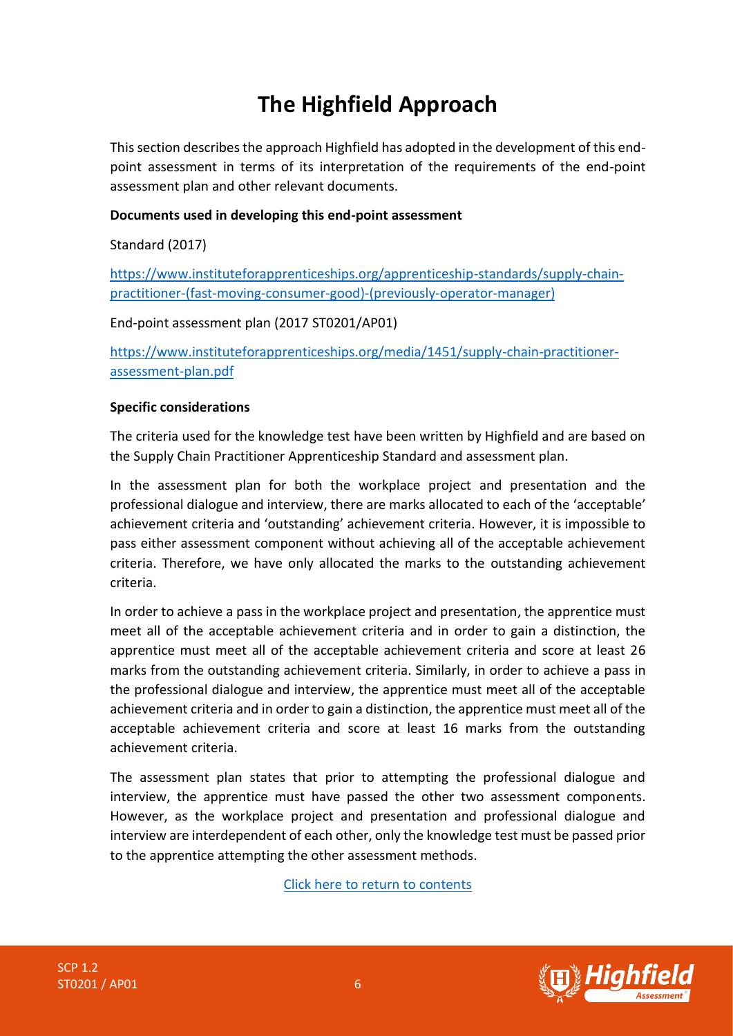# The Highfield Approach

This section describes the approach Highfield has adopted in the development of this end-point assessment in terms of its interpretation of the requirements of the end-point assessment plan and other relevant documents.

**Documents used in developing this end-point assessment**

Standard (2017)

https://www.instituteforapprenticeships.org/apprenticeship-standards/supply-chain-practitioner-(fast-moving-consumer-good)-(previously-operator-manager)

End-point assessment plan (2017 ST0201/AP01)

https://www.instituteforapprenticeships.org/media/1451/supply-chain-practitioner-assessment-plan.pdf

**Specific considerations**

The criteria used for the knowledge test have been written by Highfield and are based on the Supply Chain Practitioner Apprenticeship Standard and assessment plan.

In the assessment plan for both the workplace project and presentation and the professional dialogue and interview, there are marks allocated to each of the 'acceptable' achievement criteria and 'outstanding' achievement criteria. However, it is impossible to pass either assessment component without achieving all of the acceptable achievement criteria. Therefore, we have only allocated the marks to the outstanding achievement criteria.

In order to achieve a pass in the workplace project and presentation, the apprentice must meet all of the acceptable achievement criteria and in order to gain a distinction, the apprentice must meet all of the acceptable achievement criteria and score at least 26 marks from the outstanding achievement criteria. Similarly, in order to achieve a pass in the professional dialogue and interview, the apprentice must meet all of the acceptable achievement criteria and in order to gain a distinction, the apprentice must meet all of the acceptable achievement criteria and score at least 16 marks from the outstanding achievement criteria.

The assessment plan states that prior to attempting the professional dialogue and interview, the apprentice must have passed the other two assessment components. However, as the workplace project and presentation and professional dialogue and interview are interdependent of each other, only the knowledge test must be passed prior to the apprentice attempting the other assessment methods.

Click here to return to contents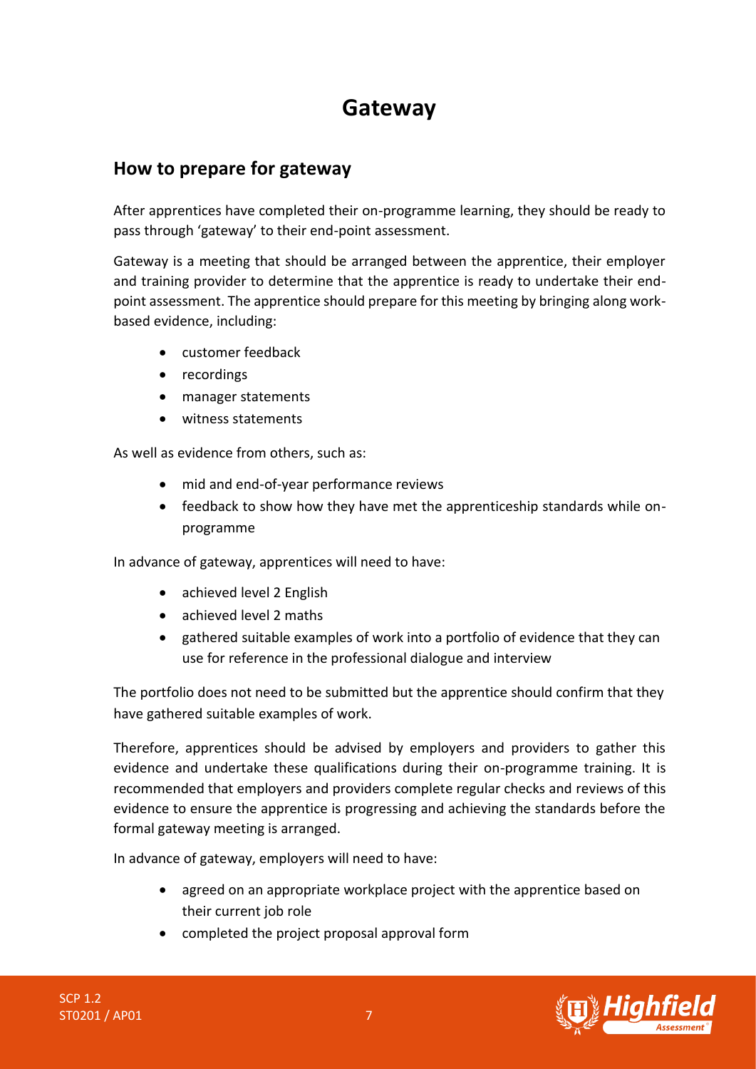# Gateway

## How to prepare for gateway

After apprentices have completed their on-programme learning, they should be ready to pass through 'gateway' to their end-point assessment.

Gateway is a meeting that should be arranged between the apprentice, their employer and training provider to determine that the apprentice is ready to undertake their end-point assessment. The apprentice should prepare for this meeting by bringing along work-based evidence, including:

- customer feedback
- recordings
- manager statements
- witness statements

As well as evidence from others, such as:

- mid and end-of-year performance reviews
- feedback to show how they have met the apprenticeship standards while on-programme

In advance of gateway, apprentices will need to have:

- achieved level 2 English
- achieved level 2 maths
- gathered suitable examples of work into a portfolio of evidence that they can use for reference in the professional dialogue and interview

The portfolio does not need to be submitted but the apprentice should confirm that they have gathered suitable examples of work.

Therefore, apprentices should be advised by employers and providers to gather this evidence and undertake these qualifications during their on-programme training. It is recommended that employers and providers complete regular checks and reviews of this evidence to ensure the apprentice is progressing and achieving the standards before the formal gateway meeting is arranged.

In advance of gateway, employers will need to have:

- agreed on an appropriate workplace project with the apprentice based on their current job role
- completed the project proposal approval form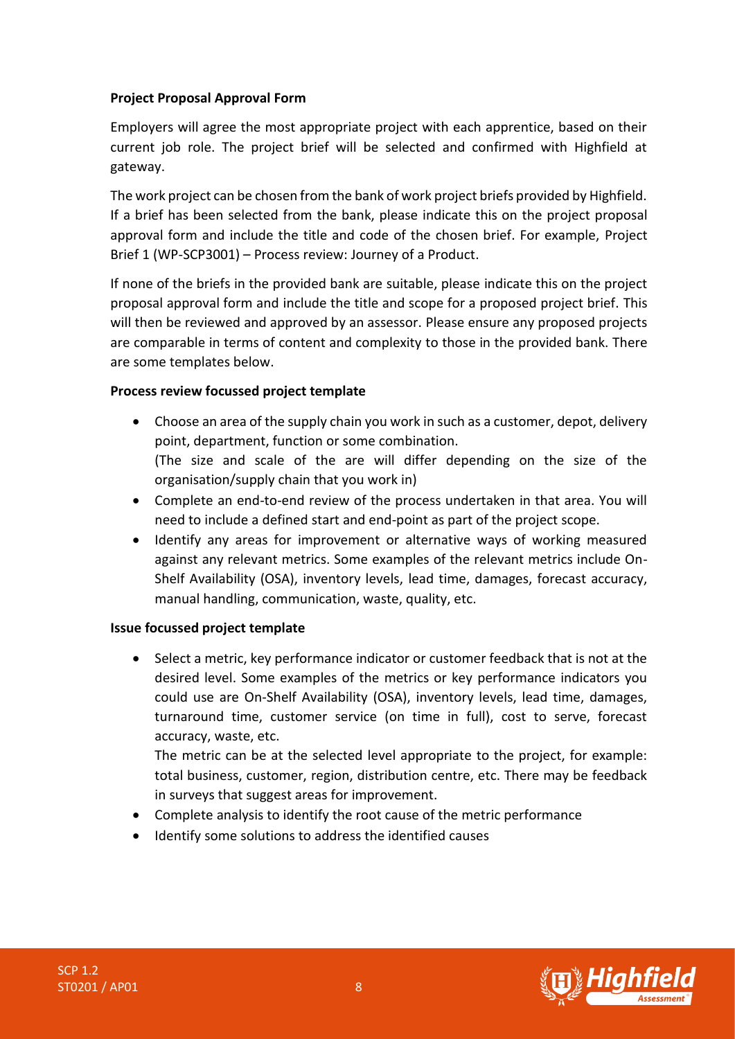**Project Proposal Approval Form**

Employers will agree the most appropriate project with each apprentice, based on their current job role. The project brief will be selected and confirmed with Highfield at gateway.

The work project can be chosen from the bank of work project briefs provided by Highfield. If a brief has been selected from the bank, please indicate this on the project proposal approval form and include the title and code of the chosen brief. For example, Project Brief 1 (WP-SCP3001) – Process review: Journey of a Product.

If none of the briefs in the provided bank are suitable, please indicate this on the project proposal approval form and include the title and scope for a proposed project brief. This will then be reviewed and approved by an assessor. Please ensure any proposed projects are comparable in terms of content and complexity to those in the provided bank. There are some templates below.

**Process review focussed project template**

- Choose an area of the supply chain you work in such as a customer, depot, delivery point, department, function or some combination.
  (The size and scale of the are will differ depending on the size of the organisation/supply chain that you work in)
- Complete an end-to-end review of the process undertaken in that area. You will need to include a defined start and end-point as part of the project scope.
- Identify any areas for improvement or alternative ways of working measured against any relevant metrics. Some examples of the relevant metrics include On-Shelf Availability (OSA), inventory levels, lead time, damages, forecast accuracy, manual handling, communication, waste, quality, etc.

**Issue focussed project template**

- Select a metric, key performance indicator or customer feedback that is not at the desired level. Some examples of the metrics or key performance indicators you could use are On-Shelf Availability (OSA), inventory levels, lead time, damages, turnaround time, customer service (on time in full), cost to serve, forecast accuracy, waste, etc.
  The metric can be at the selected level appropriate to the project, for example: total business, customer, region, distribution centre, etc. There may be feedback in surveys that suggest areas for improvement.
- Complete analysis to identify the root cause of the metric performance
- Identify some solutions to address the identified causes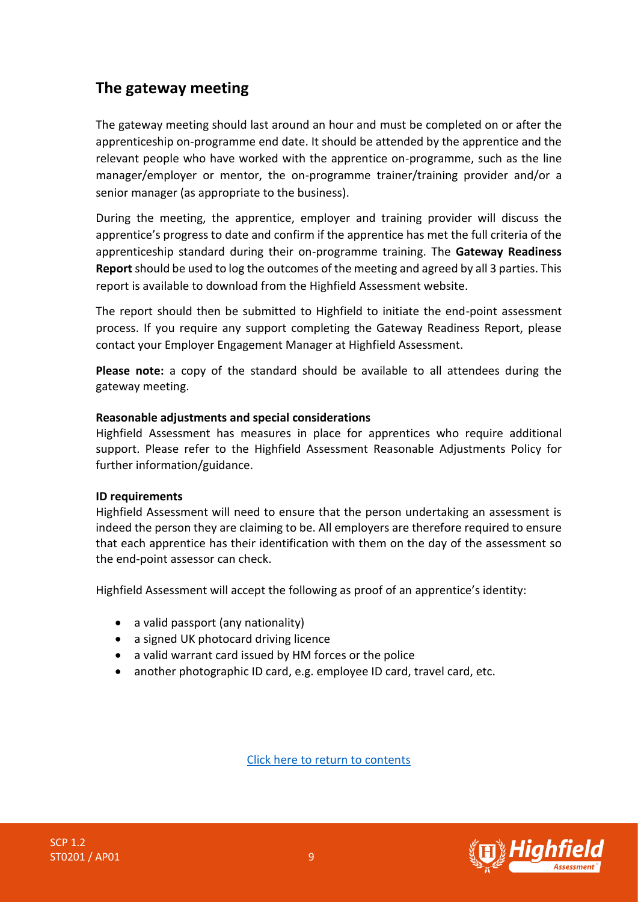## The gateway meeting

The gateway meeting should last around an hour and must be completed on or after the apprenticeship on-programme end date. It should be attended by the apprentice and the relevant people who have worked with the apprentice on-programme, such as the line manager/employer or mentor, the on-programme trainer/training provider and/or a senior manager (as appropriate to the business).

During the meeting, the apprentice, employer and training provider will discuss the apprentice's progress to date and confirm if the apprentice has met the full criteria of the apprenticeship standard during their on-programme training. The **Gateway Readiness Report** should be used to log the outcomes of the meeting and agreed by all 3 parties. This report is available to download from the Highfield Assessment website.

The report should then be submitted to Highfield to initiate the end-point assessment process. If you require any support completing the Gateway Readiness Report, please contact your Employer Engagement Manager at Highfield Assessment.

**Please note:** a copy of the standard should be available to all attendees during the gateway meeting.

**Reasonable adjustments and special considerations**

Highfield Assessment has measures in place for apprentices who require additional support. Please refer to the Highfield Assessment Reasonable Adjustments Policy for further information/guidance.

**ID requirements**

Highfield Assessment will need to ensure that the person undertaking an assessment is indeed the person they are claiming to be. All employers are therefore required to ensure that each apprentice has their identification with them on the day of the assessment so the end-point assessor can check.

Highfield Assessment will accept the following as proof of an apprentice's identity:

- a valid passport (any nationality)
- a signed UK photocard driving licence
- a valid warrant card issued by HM forces or the police
- another photographic ID card, e.g. employee ID card, travel card, etc.

Click here to return to contents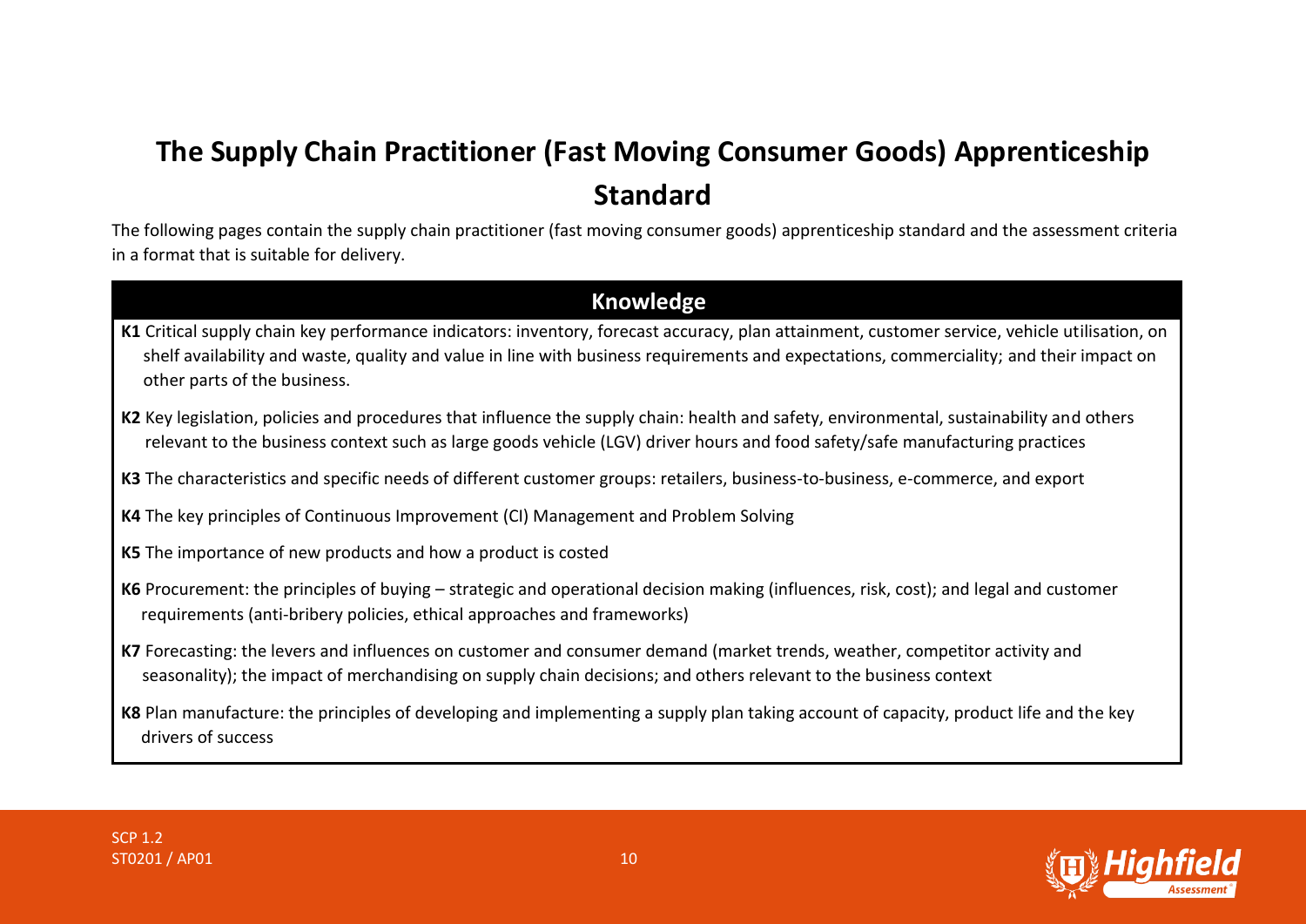# The Supply Chain Practitioner (Fast Moving Consumer Goods) Apprenticeship Standard

The following pages contain the supply chain practitioner (fast moving consumer goods) apprenticeship standard and the assessment criteria in a format that is suitable for delivery.

| Knowledge |
|---|
| **K1** Critical supply chain key performance indicators: inventory, forecast accuracy, plan attainment, customer service, vehicle utilisation, on shelf availability and waste, quality and value in line with business requirements and expectations, commerciality; and their impact on other parts of the business. |
| **K2** Key legislation, policies and procedures that influence the supply chain: health and safety, environmental, sustainability and others relevant to the business context such as large goods vehicle (LGV) driver hours and food safety/safe manufacturing practices |
| **K3** The characteristics and specific needs of different customer groups: retailers, business-to-business, e-commerce, and export |
| **K4** The key principles of Continuous Improvement (CI) Management and Problem Solving |
| **K5** The importance of new products and how a product is costed |
| **K6** Procurement: the principles of buying – strategic and operational decision making (influences, risk, cost); and legal and customer requirements (anti-bribery policies, ethical approaches and frameworks) |
| **K7** Forecasting: the levers and influences on customer and consumer demand (market trends, weather, competitor activity and seasonality); the impact of merchandising on supply chain decisions; and others relevant to the business context |
| **K8** Plan manufacture: the principles of developing and implementing a supply plan taking account of capacity, product life and the key drivers of success |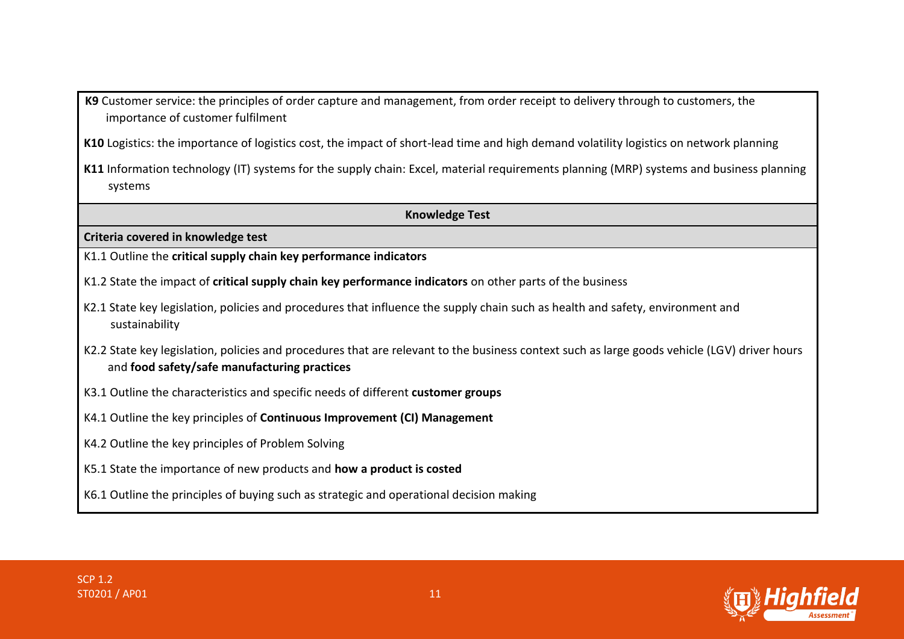**K9** Customer service: the principles of order capture and management, from order receipt to delivery through to customers, the importance of customer fulfilment

**K10** Logistics: the importance of logistics cost, the impact of short-lead time and high demand volatility logistics on network planning

**K11** Information technology (IT) systems for the supply chain: Excel, material requirements planning (MRP) systems and business planning systems

| **Knowledge Test** |
| --- |
| **Criteria covered in knowledge test** |
| K1.1 Outline the **critical supply chain key performance indicators** |
| K1.2 State the impact of **critical supply chain key performance indicators** on other parts of the business |
| K2.1 State key legislation, policies and procedures that influence the supply chain such as health and safety, environment and sustainability |
| K2.2 State key legislation, policies and procedures that are relevant to the business context such as large goods vehicle (LGV) driver hours and **food safety/safe manufacturing practices** |
| K3.1 Outline the characteristics and specific needs of different **customer groups** |
| K4.1 Outline the key principles of **Continuous Improvement (CI) Management** |
| K4.2 Outline the key principles of Problem Solving |
| K5.1 State the importance of new products and **how a product is costed** |
| K6.1 Outline the principles of buying such as strategic and operational decision making |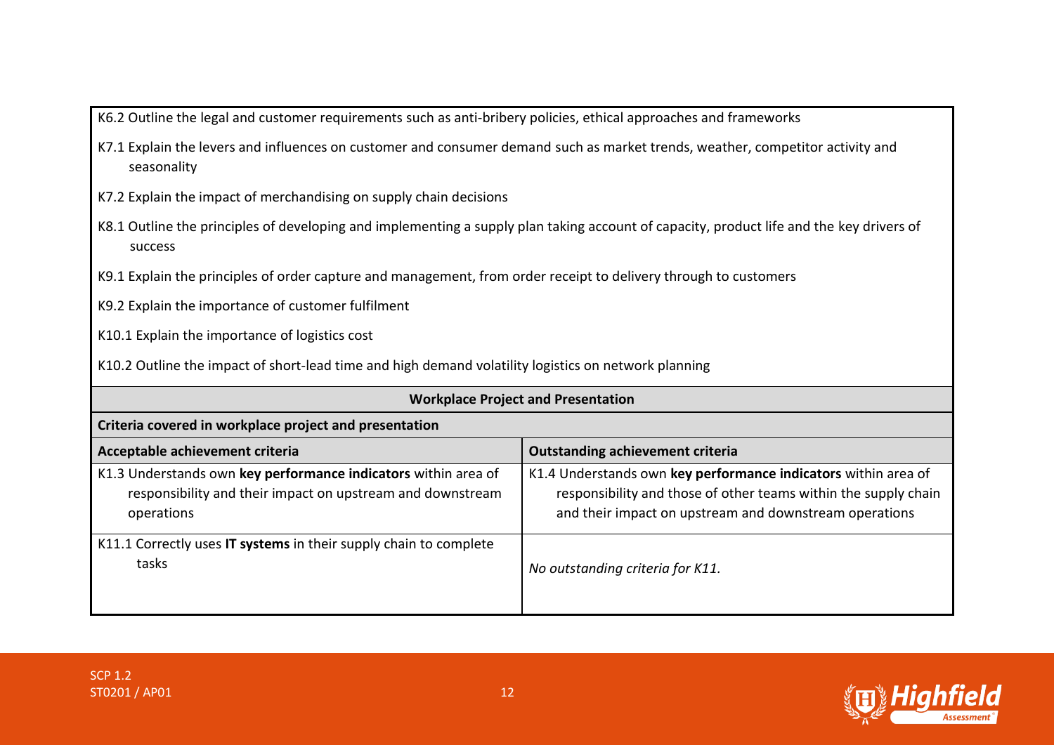K6.2 Outline the legal and customer requirements such as anti-bribery policies, ethical approaches and frameworks

K7.1 Explain the levers and influences on customer and consumer demand such as market trends, weather, competitor activity and seasonality

K7.2 Explain the impact of merchandising on supply chain decisions

K8.1 Outline the principles of developing and implementing a supply plan taking account of capacity, product life and the key drivers of success

K9.1 Explain the principles of order capture and management, from order receipt to delivery through to customers

K9.2 Explain the importance of customer fulfilment

K10.1 Explain the importance of logistics cost

K10.2 Outline the impact of short-lead time and high demand volatility logistics on network planning

| **Workplace Project and Presentation** | |
|---|---|
| **Criteria covered in workplace project and presentation** | |
| **Acceptable achievement criteria** | **Outstanding achievement criteria** |
| K1.3 Understands own **key performance indicators** within area of responsibility and their impact on upstream and downstream operations | K1.4 Understands own **key performance indicators** within area of responsibility and those of other teams within the supply chain and their impact on upstream and downstream operations |
| K11.1 Correctly uses **IT systems** in their supply chain to complete tasks | *No outstanding criteria for K11.* |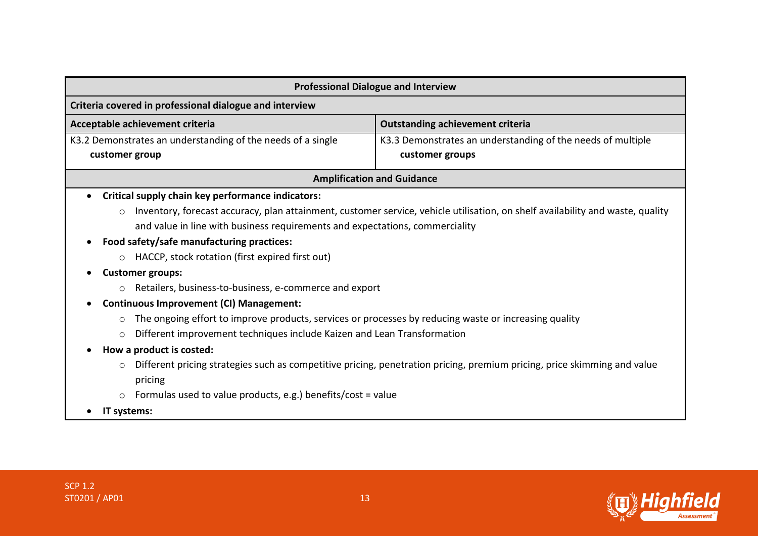| Professional Dialogue and Interview | |
|---|---|
| **Criteria covered in professional dialogue and interview** | |
| **Acceptable achievement criteria** | **Outstanding achievement criteria** |
| K3.2 Demonstrates an understanding of the needs of a single **customer group** | K3.3 Demonstrates an understanding of the needs of multiple **customer groups** |

**Amplification and Guidance**

- **Critical supply chain key performance indicators:**
  - Inventory, forecast accuracy, plan attainment, customer service, vehicle utilisation, on shelf availability and waste, quality and value in line with business requirements and expectations, commerciality
- **Food safety/safe manufacturing practices:**
  - HACCP, stock rotation (first expired first out)
- **Customer groups:**
  - Retailers, business-to-business, e-commerce and export
- **Continuous Improvement (CI) Management:**
  - The ongoing effort to improve products, services or processes by reducing waste or increasing quality
  - Different improvement techniques include Kaizen and Lean Transformation
- **How a product is costed:**
  - Different pricing strategies such as competitive pricing, penetration pricing, premium pricing, price skimming and value pricing
  - Formulas used to value products, e.g.) benefits/cost = value
- **IT systems:**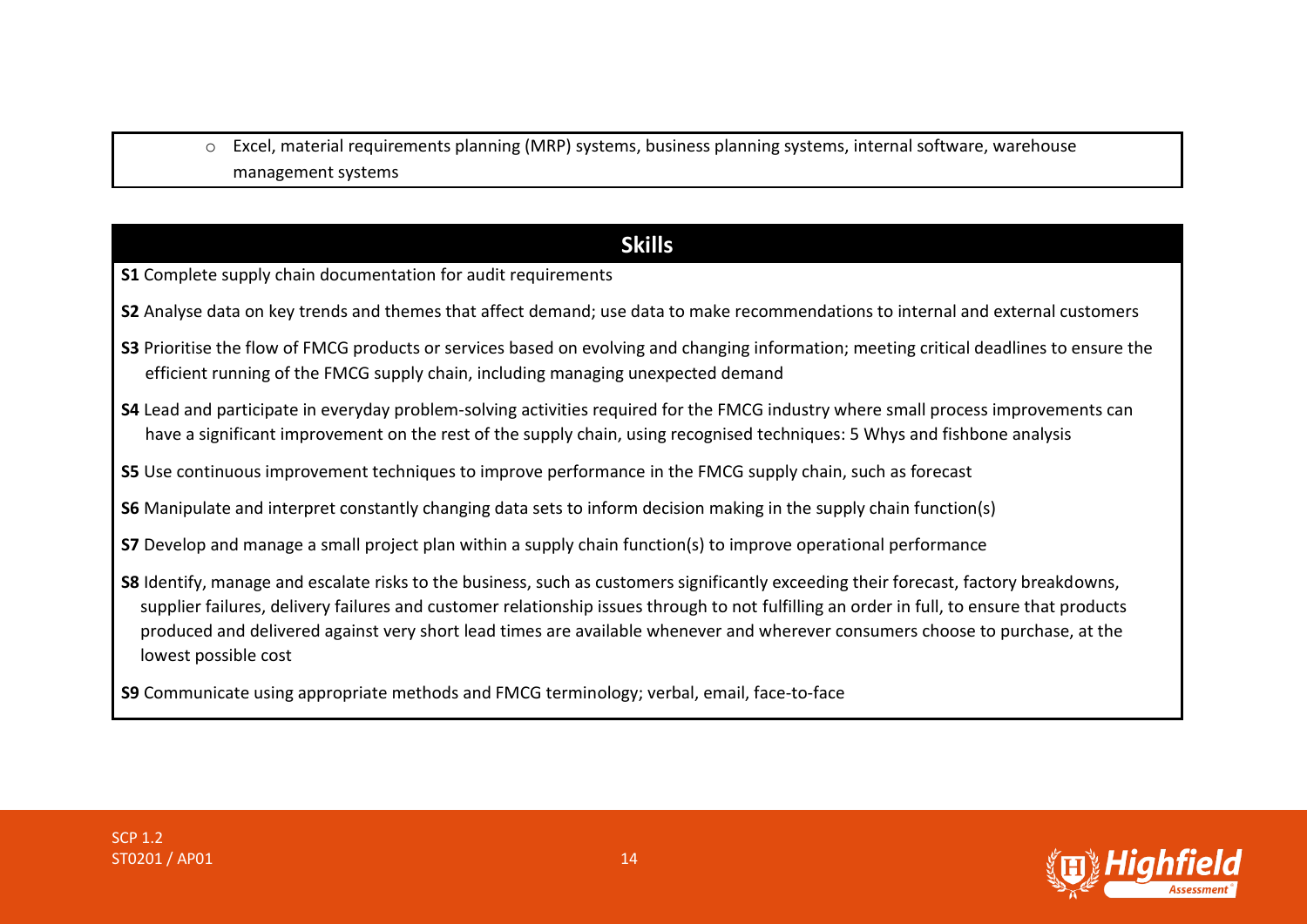- Excel, material requirements planning (MRP) systems, business planning systems, internal software, warehouse management systems

## Skills

**S1** Complete supply chain documentation for audit requirements

**S2** Analyse data on key trends and themes that affect demand; use data to make recommendations to internal and external customers

**S3** Prioritise the flow of FMCG products or services based on evolving and changing information; meeting critical deadlines to ensure the efficient running of the FMCG supply chain, including managing unexpected demand

**S4** Lead and participate in everyday problem-solving activities required for the FMCG industry where small process improvements can have a significant improvement on the rest of the supply chain, using recognised techniques: 5 Whys and fishbone analysis

**S5** Use continuous improvement techniques to improve performance in the FMCG supply chain, such as forecast

**S6** Manipulate and interpret constantly changing data sets to inform decision making in the supply chain function(s)

**S7** Develop and manage a small project plan within a supply chain function(s) to improve operational performance

**S8** Identify, manage and escalate risks to the business, such as customers significantly exceeding their forecast, factory breakdowns, supplier failures, delivery failures and customer relationship issues through to not fulfilling an order in full, to ensure that products produced and delivered against very short lead times are available whenever and wherever consumers choose to purchase, at the lowest possible cost

**S9** Communicate using appropriate methods and FMCG terminology; verbal, email, face-to-face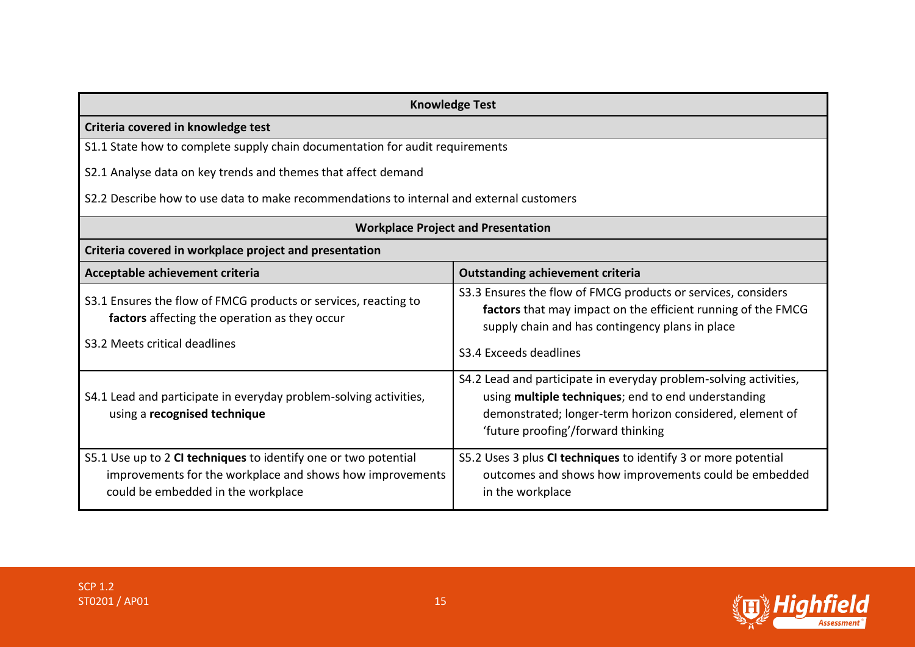| Knowledge Test | |
|---|---|
| **Criteria covered in knowledge test** | |
| S1.1 State how to complete supply chain documentation for audit requirements<br><br>S2.1 Analyse data on key trends and themes that affect demand<br><br>S2.2 Describe how to use data to make recommendations to internal and external customers | |

| Workplace Project and Presentation | |
|---|---|
| **Criteria covered in workplace project and presentation** | |
| **Acceptable achievement criteria** | **Outstanding achievement criteria** |
| S3.1 Ensures the flow of FMCG products or services, reacting to **factors** affecting the operation as they occur<br><br>S3.2 Meets critical deadlines | S3.3 Ensures the flow of FMCG products or services, considers **factors** that may impact on the efficient running of the FMCG supply chain and has contingency plans in place<br><br>S3.4 Exceeds deadlines |
| S4.1 Lead and participate in everyday problem-solving activities, using a **recognised technique** | S4.2 Lead and participate in everyday problem-solving activities, using **multiple techniques**; end to end understanding demonstrated; longer-term horizon considered, element of 'future proofing'/forward thinking |
| S5.1 Use up to 2 **CI techniques** to identify one or two potential improvements for the workplace and shows how improvements could be embedded in the workplace | S5.2 Uses 3 plus **CI techniques** to identify 3 or more potential outcomes and shows how improvements could be embedded in the workplace |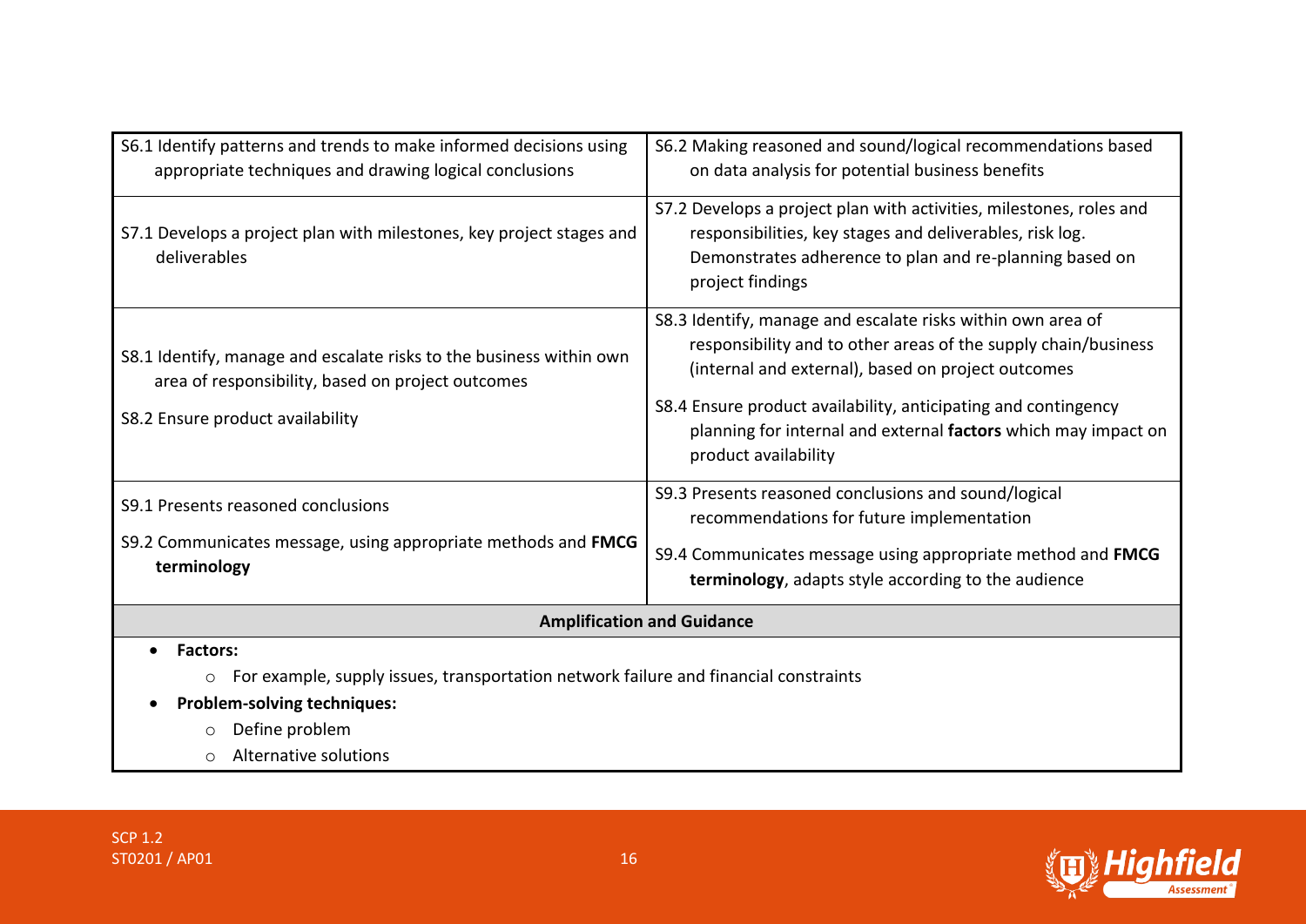| | |
|---|---|
| S6.1 Identify patterns and trends to make informed decisions using appropriate techniques and drawing logical conclusions | S6.2 Making reasoned and sound/logical recommendations based on data analysis for potential business benefits |
| S7.1 Develops a project plan with milestones, key project stages and deliverables | S7.2 Develops a project plan with activities, milestones, roles and responsibilities, key stages and deliverables, risk log. Demonstrates adherence to plan and re-planning based on project findings |
| S8.1 Identify, manage and escalate risks to the business within own area of responsibility, based on project outcomes<br><br>S8.2 Ensure product availability | S8.3 Identify, manage and escalate risks within own area of responsibility and to other areas of the supply chain/business (internal and external), based on project outcomes<br><br>S8.4 Ensure product availability, anticipating and contingency planning for internal and external **factors** which may impact on product availability |
| S9.1 Presents reasoned conclusions<br><br>S9.2 Communicates message, using appropriate methods and **FMCG terminology** | S9.3 Presents reasoned conclusions and sound/logical recommendations for future implementation<br><br>S9.4 Communicates message using appropriate method and **FMCG terminology**, adapts style according to the audience |

**Amplification and Guidance**

- **Factors:**
  - For example, supply issues, transportation network failure and financial constraints
- **Problem-solving techniques:**
  - Define problem
  - Alternative solutions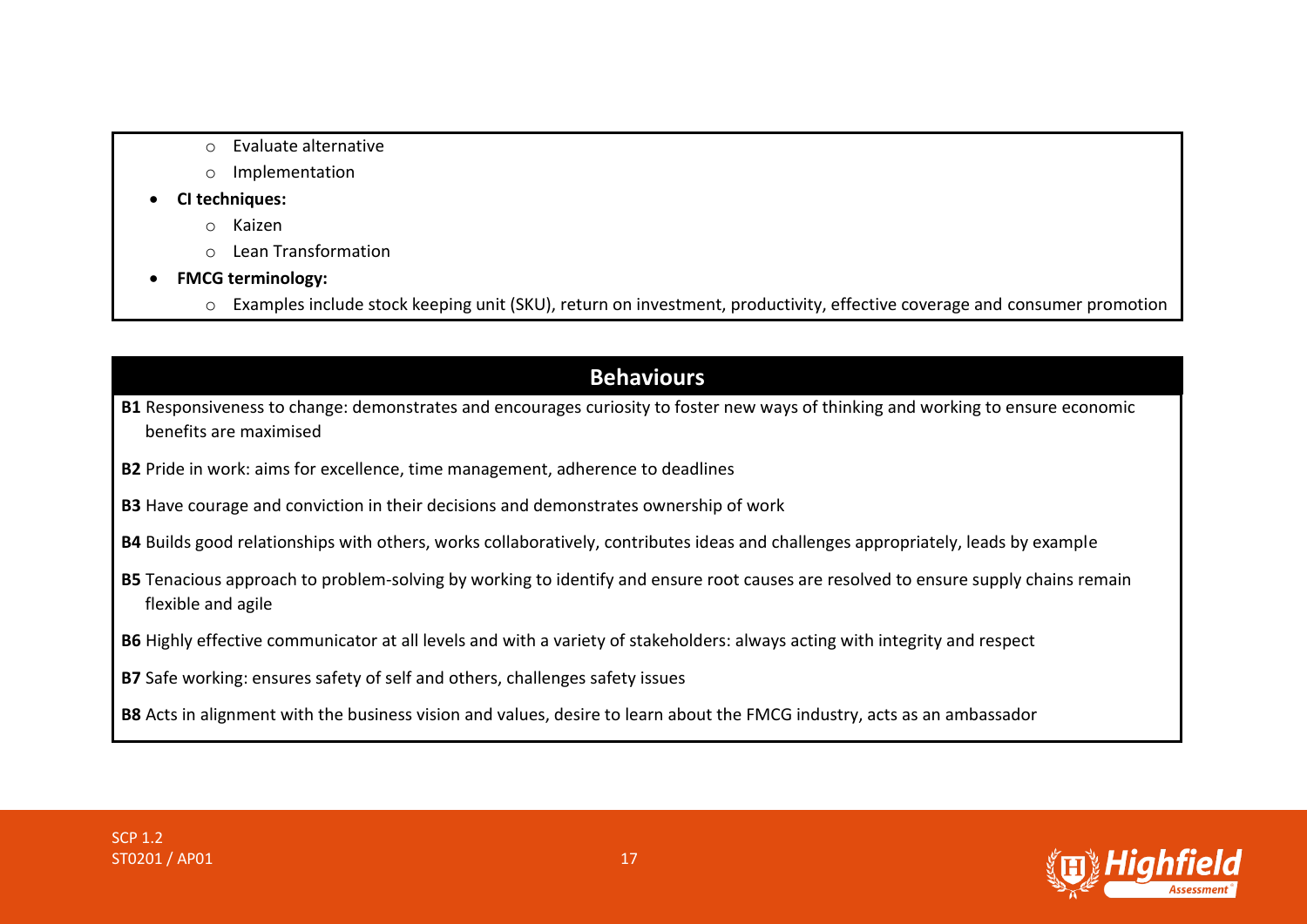- Evaluate alternative
  - Implementation
- **CI techniques:**
  - Kaizen
  - Lean Transformation
- **FMCG terminology:**
  - Examples include stock keeping unit (SKU), return on investment, productivity, effective coverage and consumer promotion

## Behaviours

**B1** Responsiveness to change: demonstrates and encourages curiosity to foster new ways of thinking and working to ensure economic benefits are maximised

**B2** Pride in work: aims for excellence, time management, adherence to deadlines

**B3** Have courage and conviction in their decisions and demonstrates ownership of work

**B4** Builds good relationships with others, works collaboratively, contributes ideas and challenges appropriately, leads by example

**B5** Tenacious approach to problem-solving by working to identify and ensure root causes are resolved to ensure supply chains remain flexible and agile

**B6** Highly effective communicator at all levels and with a variety of stakeholders: always acting with integrity and respect

**B7** Safe working: ensures safety of self and others, challenges safety issues

**B8** Acts in alignment with the business vision and values, desire to learn about the FMCG industry, acts as an ambassador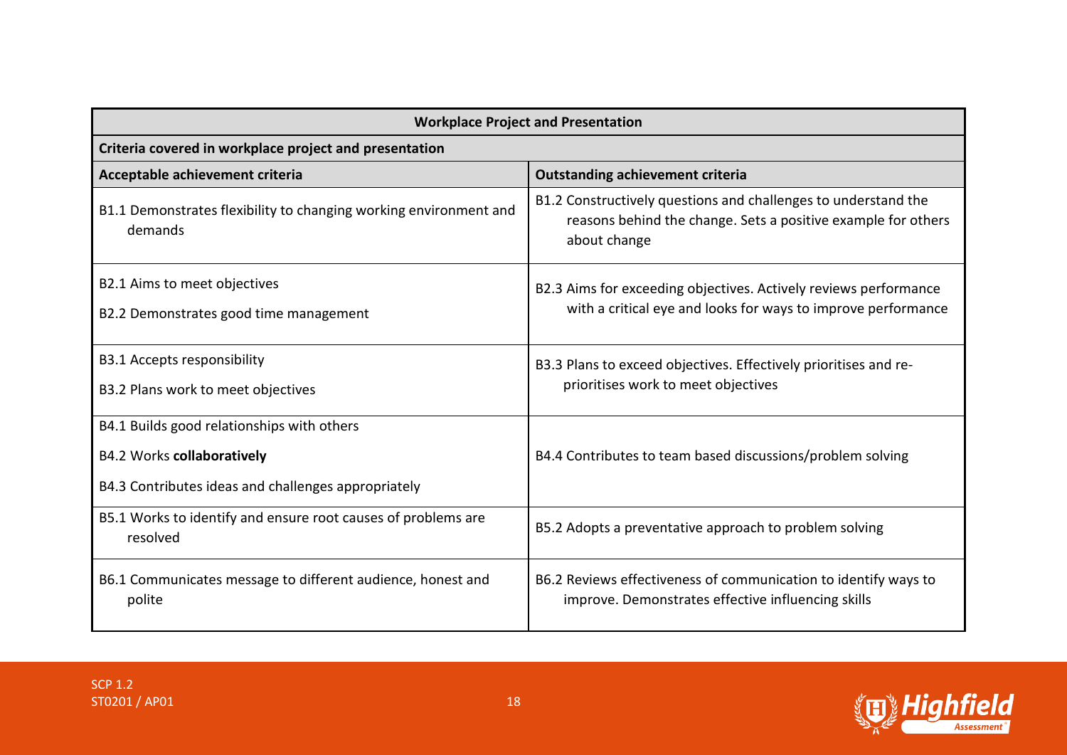| Workplace Project and Presentation | |
|---|---|
| **Criteria covered in workplace project and presentation** | |
| **Acceptable achievement criteria** | **Outstanding achievement criteria** |
| B1.1 Demonstrates flexibility to changing working environment and demands | B1.2 Constructively questions and challenges to understand the reasons behind the change. Sets a positive example for others about change |
| B2.1 Aims to meet objectives<br>B2.2 Demonstrates good time management | B2.3 Aims for exceeding objectives. Actively reviews performance with a critical eye and looks for ways to improve performance |
| B3.1 Accepts responsibility<br>B3.2 Plans work to meet objectives | B3.3 Plans to exceed objectives. Effectively prioritises and re-prioritises work to meet objectives |
| B4.1 Builds good relationships with others<br>B4.2 Works **collaboratively**<br>B4.3 Contributes ideas and challenges appropriately | B4.4 Contributes to team based discussions/problem solving |
| B5.1 Works to identify and ensure root causes of problems are resolved | B5.2 Adopts a preventative approach to problem solving |
| B6.1 Communicates message to different audience, honest and polite | B6.2 Reviews effectiveness of communication to identify ways to improve. Demonstrates effective influencing skills |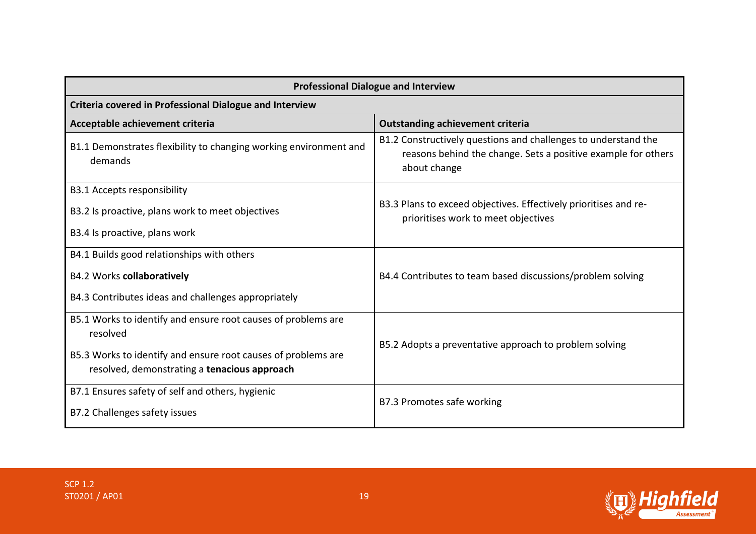| Professional Dialogue and Interview | |
|---|---|
| **Criteria covered in Professional Dialogue and Interview** | |
| **Acceptable achievement criteria** | **Outstanding achievement criteria** |
| B1.1 Demonstrates flexibility to changing working environment and demands | B1.2 Constructively questions and challenges to understand the reasons behind the change. Sets a positive example for others about change |
| B3.1 Accepts responsibility<br><br>B3.2 Is proactive, plans work to meet objectives<br><br>B3.4 Is proactive, plans work | B3.3 Plans to exceed objectives. Effectively prioritises and re-prioritises work to meet objectives |
| B4.1 Builds good relationships with others<br><br>B4.2 Works **collaboratively**<br><br>B4.3 Contributes ideas and challenges appropriately | B4.4 Contributes to team based discussions/problem solving |
| B5.1 Works to identify and ensure root causes of problems are resolved<br><br>B5.3 Works to identify and ensure root causes of problems are resolved, demonstrating a **tenacious approach** | B5.2 Adopts a preventative approach to problem solving |
| B7.1 Ensures safety of self and others, hygienic<br><br>B7.2 Challenges safety issues | B7.3 Promotes safe working |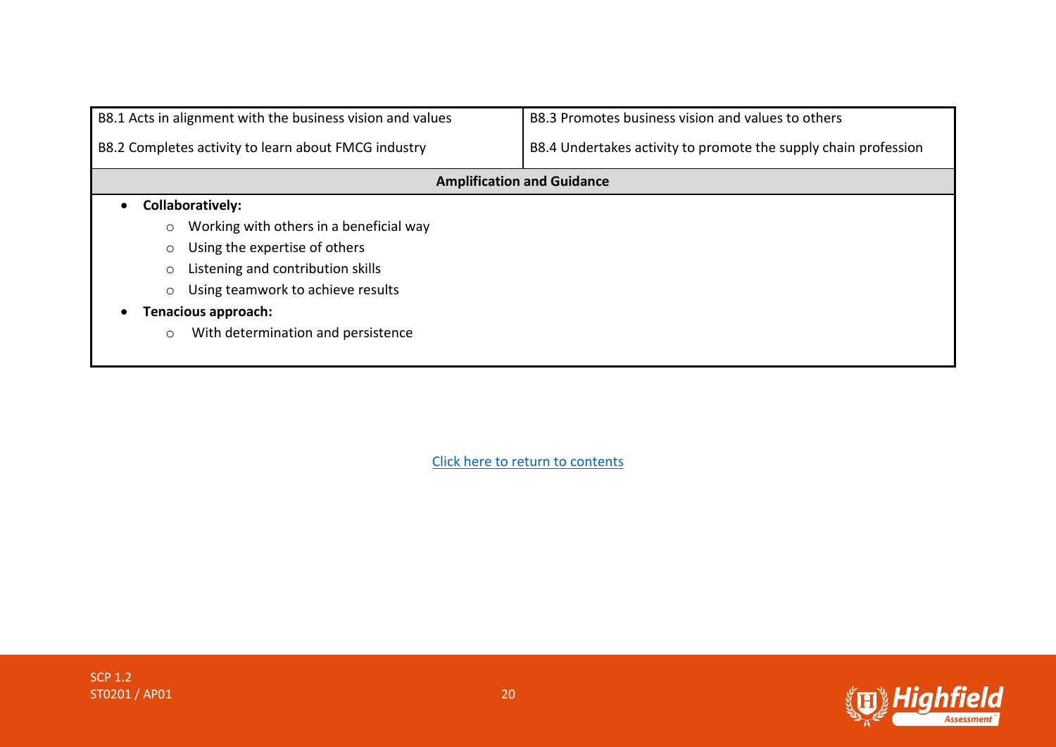| B8.1 Acts in alignment with the business vision and values<br><br>B8.2 Completes activity to learn about FMCG industry | B8.3 Promotes business vision and values to others<br><br>B8.4 Undertakes activity to promote the supply chain profession |
|---|---|

**Amplification and Guidance**

- **Collaboratively:**
  - Working with others in a beneficial way
  - Using the expertise of others
  - Listening and contribution skills
  - Using teamwork to achieve results
- **Tenacious approach:**
  - With determination and persistence

Click here to return to contents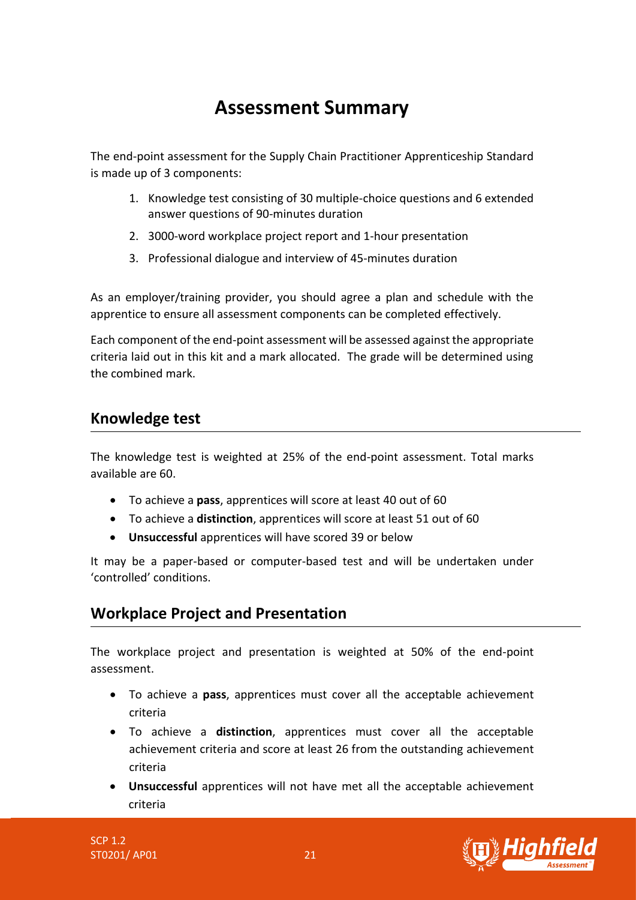# Assessment Summary

The end-point assessment for the Supply Chain Practitioner Apprenticeship Standard is made up of 3 components:

1. Knowledge test consisting of 30 multiple-choice questions and 6 extended answer questions of 90-minutes duration
2. 3000-word workplace project report and 1-hour presentation
3. Professional dialogue and interview of 45-minutes duration

As an employer/training provider, you should agree a plan and schedule with the apprentice to ensure all assessment components can be completed effectively.

Each component of the end-point assessment will be assessed against the appropriate criteria laid out in this kit and a mark allocated. The grade will be determined using the combined mark.

## Knowledge test

The knowledge test is weighted at 25% of the end-point assessment. Total marks available are 60.

- To achieve a **pass**, apprentices will score at least 40 out of 60
- To achieve a **distinction**, apprentices will score at least 51 out of 60
- **Unsuccessful** apprentices will have scored 39 or below

It may be a paper-based or computer-based test and will be undertaken under 'controlled' conditions.

## Workplace Project and Presentation

The workplace project and presentation is weighted at 50% of the end-point assessment.

- To achieve a **pass**, apprentices must cover all the acceptable achievement criteria
- To achieve a **distinction**, apprentices must cover all the acceptable achievement criteria and score at least 26 from the outstanding achievement criteria
- **Unsuccessful** apprentices will not have met all the acceptable achievement criteria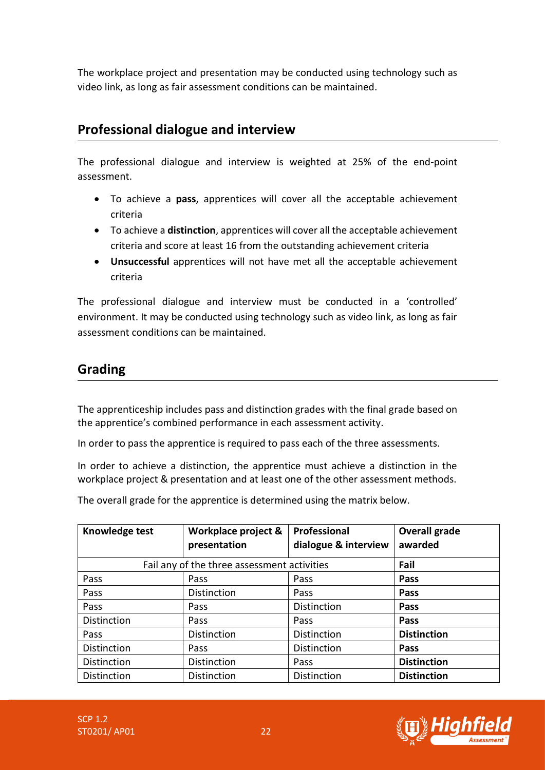The workplace project and presentation may be conducted using technology such as video link, as long as fair assessment conditions can be maintained.

## Professional dialogue and interview

The professional dialogue and interview is weighted at 25% of the end-point assessment.

- To achieve a **pass**, apprentices will cover all the acceptable achievement criteria
- To achieve a **distinction**, apprentices will cover all the acceptable achievement criteria and score at least 16 from the outstanding achievement criteria
- **Unsuccessful** apprentices will not have met all the acceptable achievement criteria

The professional dialogue and interview must be conducted in a 'controlled' environment. It may be conducted using technology such as video link, as long as fair assessment conditions can be maintained.

## Grading

The apprenticeship includes pass and distinction grades with the final grade based on the apprentice's combined performance in each assessment activity.

In order to pass the apprentice is required to pass each of the three assessments.

In order to achieve a distinction, the apprentice must achieve a distinction in the workplace project & presentation and at least one of the other assessment methods.

The overall grade for the apprentice is determined using the matrix below.

| Knowledge test | Workplace project & presentation | Professional dialogue & interview | Overall grade awarded |
|---|---|---|---|
| Fail any of the three assessment activities | | | **Fail** |
| Pass | Pass | Pass | **Pass** |
| Pass | Distinction | Pass | **Pass** |
| Pass | Pass | Distinction | **Pass** |
| Distinction | Pass | Pass | **Pass** |
| Pass | Distinction | Distinction | **Distinction** |
| Distinction | Pass | Distinction | **Pass** |
| Distinction | Distinction | Pass | **Distinction** |
| Distinction | Distinction | Distinction | **Distinction** |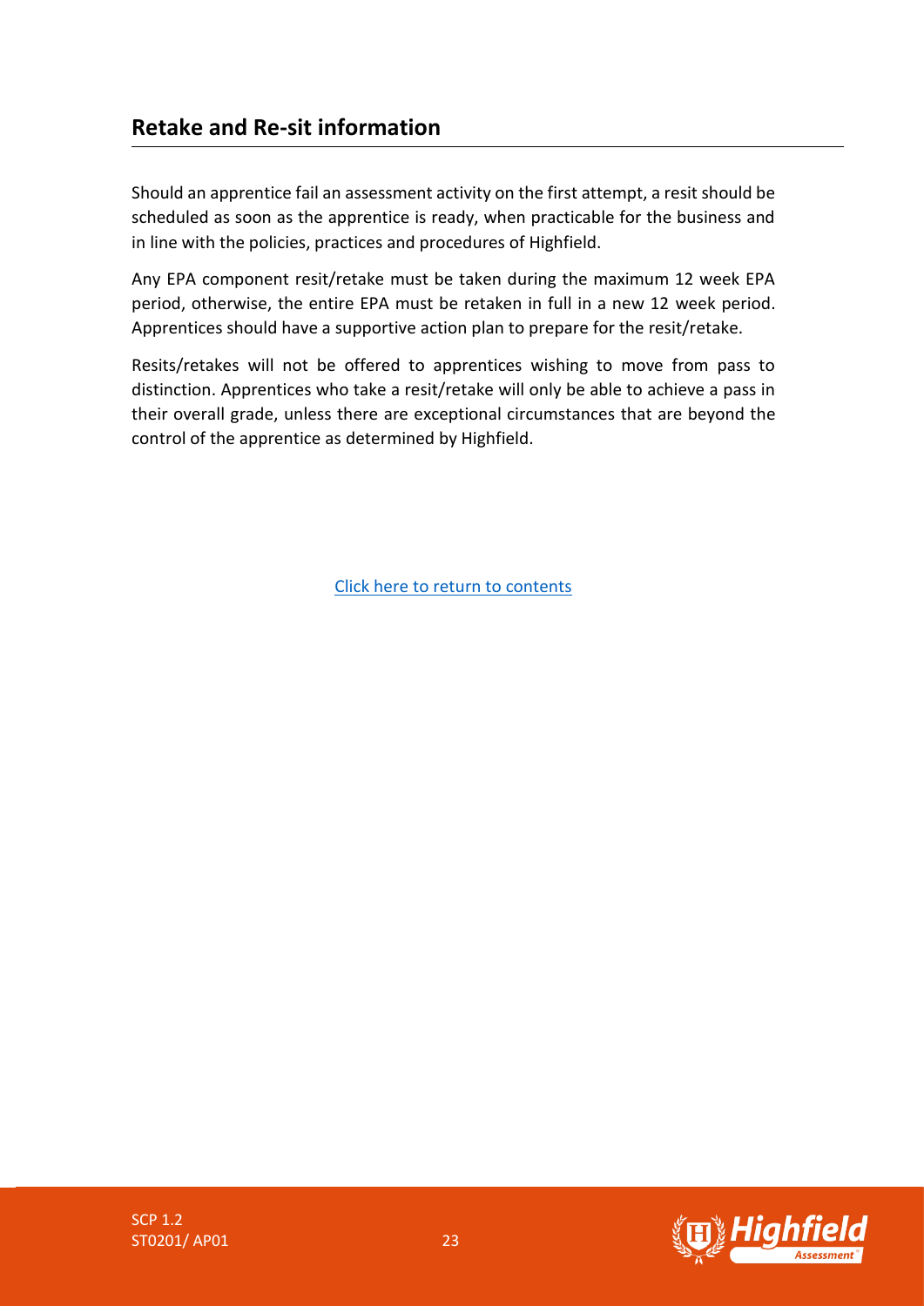## Retake and Re-sit information

Should an apprentice fail an assessment activity on the first attempt, a resit should be scheduled as soon as the apprentice is ready, when practicable for the business and in line with the policies, practices and procedures of Highfield.

Any EPA component resit/retake must be taken during the maximum 12 week EPA period, otherwise, the entire EPA must be retaken in full in a new 12 week period. Apprentices should have a supportive action plan to prepare for the resit/retake.

Resits/retakes will not be offered to apprentices wishing to move from pass to distinction. Apprentices who take a resit/retake will only be able to achieve a pass in their overall grade, unless there are exceptional circumstances that are beyond the control of the apprentice as determined by Highfield.

Click here to return to contents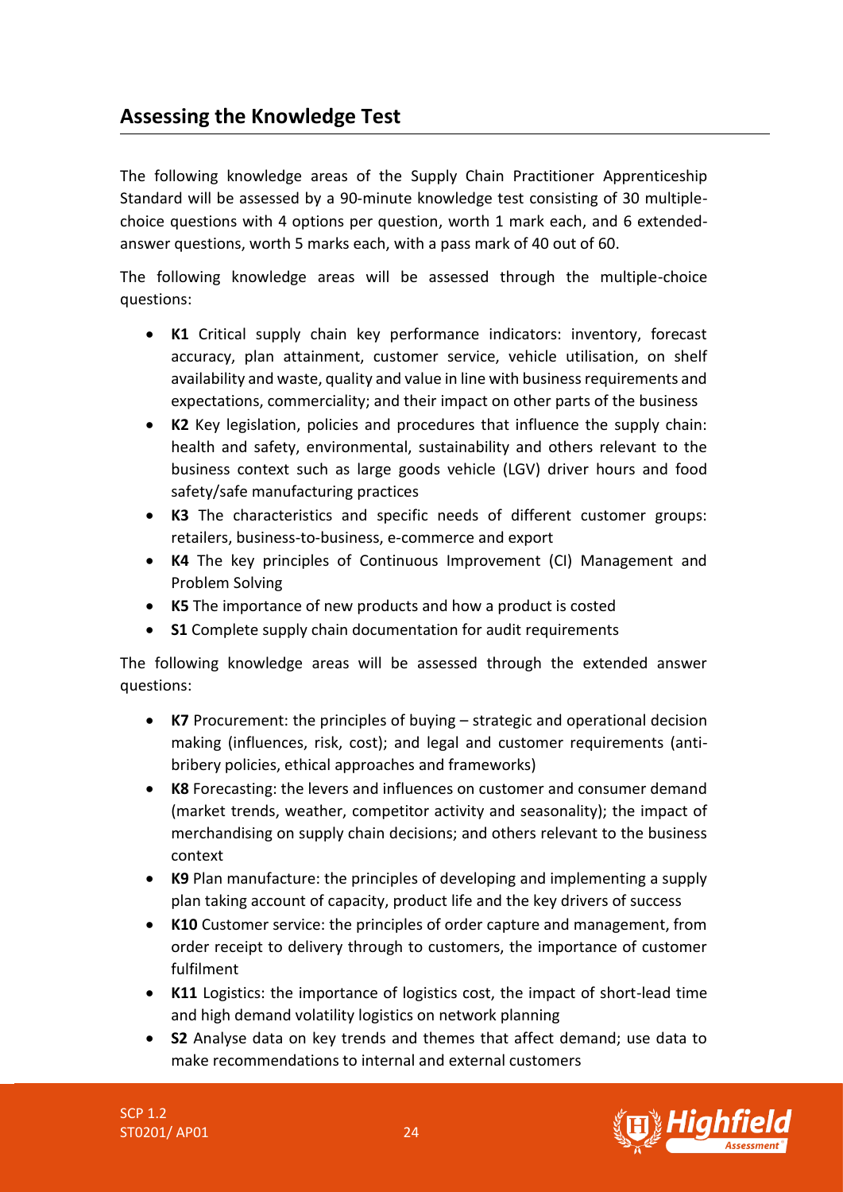## Assessing the Knowledge Test

The following knowledge areas of the Supply Chain Practitioner Apprenticeship Standard will be assessed by a 90-minute knowledge test consisting of 30 multiple-choice questions with 4 options per question, worth 1 mark each, and 6 extended-answer questions, worth 5 marks each, with a pass mark of 40 out of 60.

The following knowledge areas will be assessed through the multiple-choice questions:

- **K1** Critical supply chain key performance indicators: inventory, forecast accuracy, plan attainment, customer service, vehicle utilisation, on shelf availability and waste, quality and value in line with business requirements and expectations, commerciality; and their impact on other parts of the business
- **K2** Key legislation, policies and procedures that influence the supply chain: health and safety, environmental, sustainability and others relevant to the business context such as large goods vehicle (LGV) driver hours and food safety/safe manufacturing practices
- **K3** The characteristics and specific needs of different customer groups: retailers, business-to-business, e-commerce and export
- **K4** The key principles of Continuous Improvement (CI) Management and Problem Solving
- **K5** The importance of new products and how a product is costed
- **S1** Complete supply chain documentation for audit requirements

The following knowledge areas will be assessed through the extended answer questions:

- **K7** Procurement: the principles of buying – strategic and operational decision making (influences, risk, cost); and legal and customer requirements (anti-bribery policies, ethical approaches and frameworks)
- **K8** Forecasting: the levers and influences on customer and consumer demand (market trends, weather, competitor activity and seasonality); the impact of merchandising on supply chain decisions; and others relevant to the business context
- **K9** Plan manufacture: the principles of developing and implementing a supply plan taking account of capacity, product life and the key drivers of success
- **K10** Customer service: the principles of order capture and management, from order receipt to delivery through to customers, the importance of customer fulfilment
- **K11** Logistics: the importance of logistics cost, the impact of short-lead time and high demand volatility logistics on network planning
- **S2** Analyse data on key trends and themes that affect demand; use data to make recommendations to internal and external customers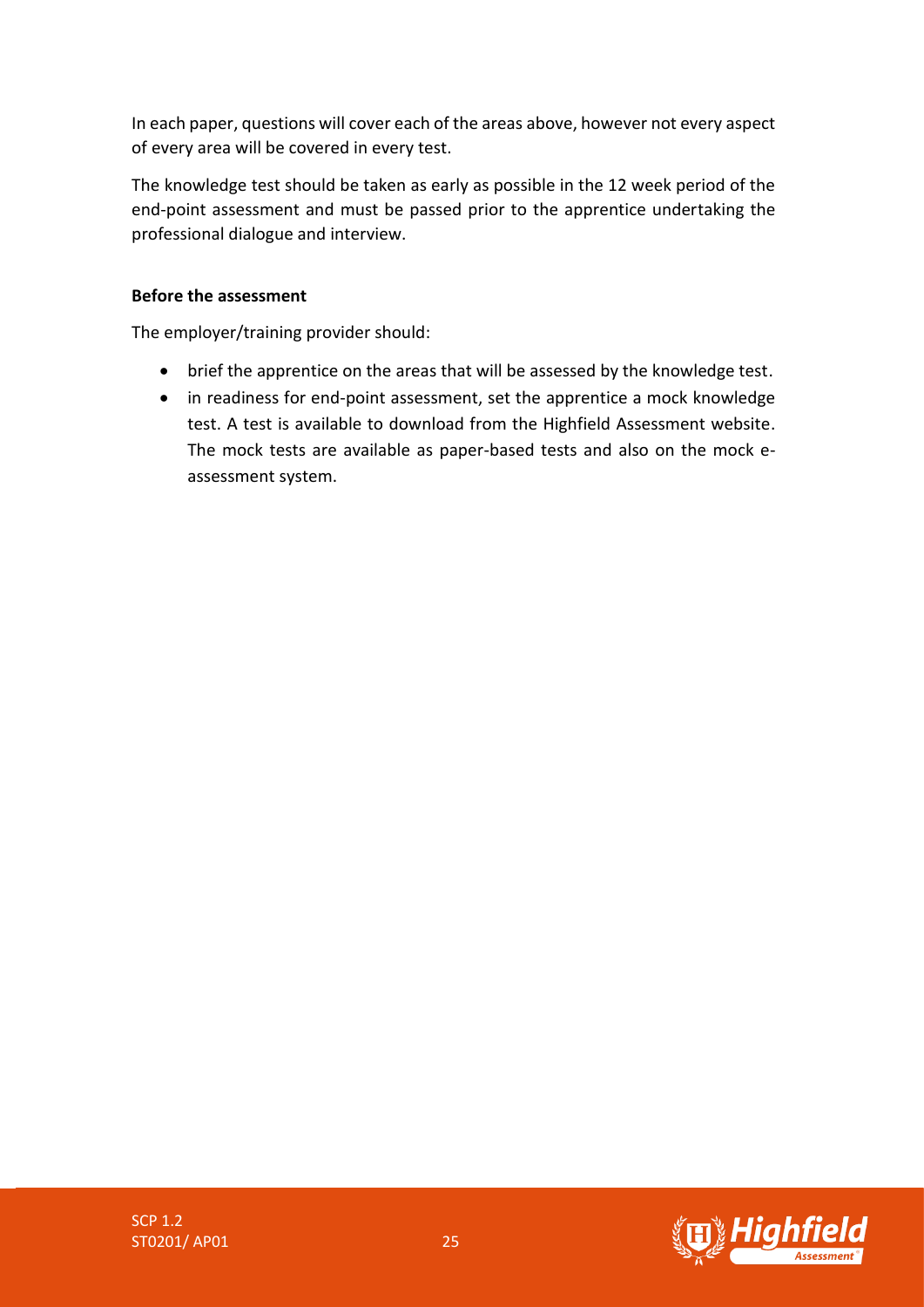In each paper, questions will cover each of the areas above, however not every aspect of every area will be covered in every test.

The knowledge test should be taken as early as possible in the 12 week period of the end-point assessment and must be passed prior to the apprentice undertaking the professional dialogue and interview.

**Before the assessment**

The employer/training provider should:

- brief the apprentice on the areas that will be assessed by the knowledge test.
- in readiness for end-point assessment, set the apprentice a mock knowledge test. A test is available to download from the Highfield Assessment website. The mock tests are available as paper-based tests and also on the mock e-assessment system.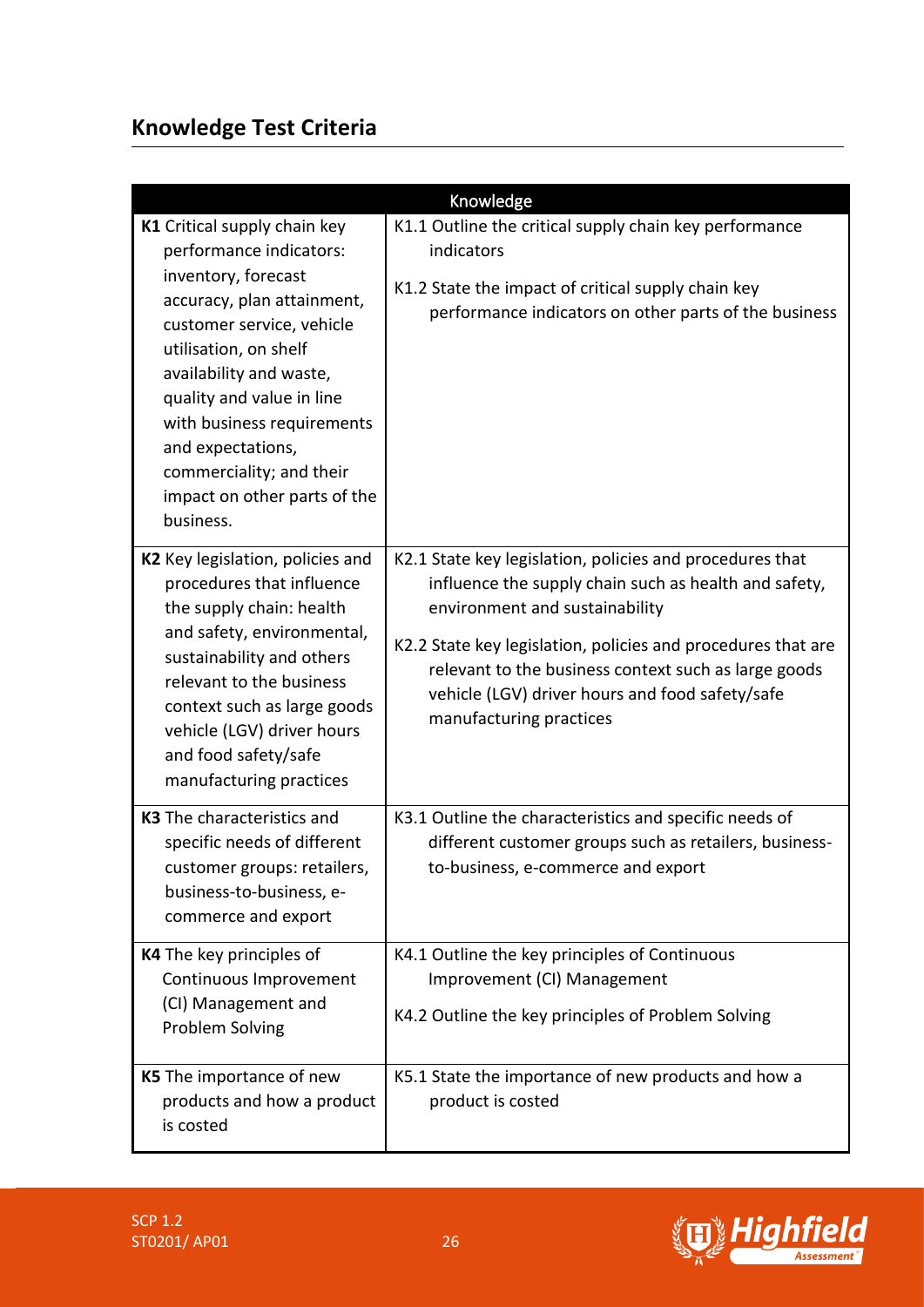## Knowledge Test Criteria

| Knowledge | |
|---|---|
| **K1** Critical supply chain key performance indicators: inventory, forecast accuracy, plan attainment, customer service, vehicle utilisation, on shelf availability and waste, quality and value in line with business requirements and expectations, commerciality; and their impact on other parts of the business. | K1.1 Outline the critical supply chain key performance indicators<br><br>K1.2 State the impact of critical supply chain key performance indicators on other parts of the business |
| **K2** Key legislation, policies and procedures that influence the supply chain: health and safety, environmental, sustainability and others relevant to the business context such as large goods vehicle (LGV) driver hours and food safety/safe manufacturing practices | K2.1 State key legislation, policies and procedures that influence the supply chain such as health and safety, environment and sustainability<br><br>K2.2 State key legislation, policies and procedures that are relevant to the business context such as large goods vehicle (LGV) driver hours and food safety/safe manufacturing practices |
| **K3** The characteristics and specific needs of different customer groups: retailers, business-to-business, e-commerce and export | K3.1 Outline the characteristics and specific needs of different customer groups such as retailers, business-to-business, e-commerce and export |
| **K4** The key principles of Continuous Improvement (CI) Management and Problem Solving | K4.1 Outline the key principles of Continuous Improvement (CI) Management<br><br>K4.2 Outline the key principles of Problem Solving |
| **K5** The importance of new products and how a product is costed | K5.1 State the importance of new products and how a product is costed |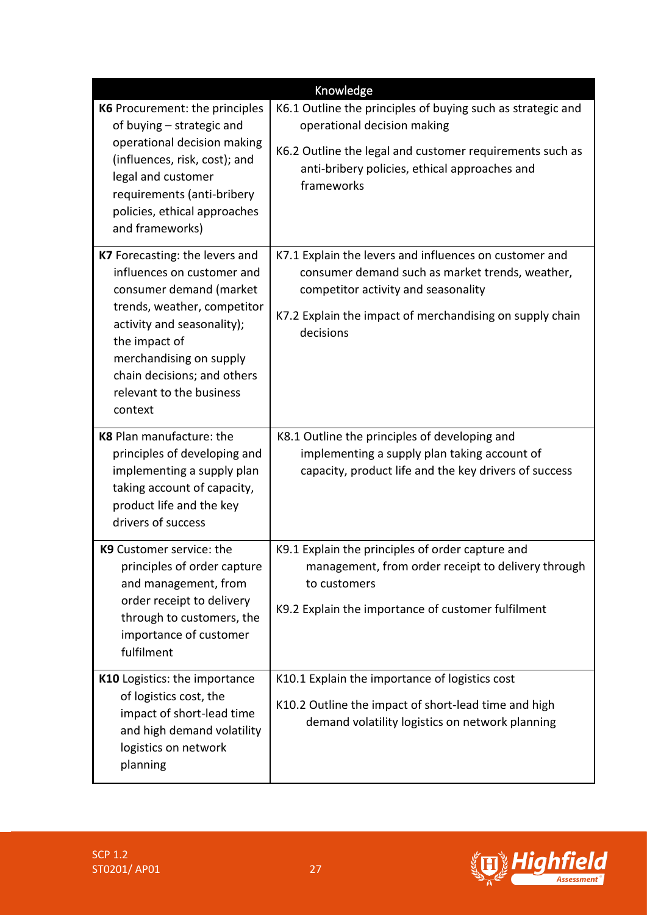| Knowledge | |
|---|---|
| **K6** Procurement: the principles of buying – strategic and operational decision making (influences, risk, cost); and legal and customer requirements (anti-bribery policies, ethical approaches and frameworks) | K6.1 Outline the principles of buying such as strategic and operational decision making<br><br>K6.2 Outline the legal and customer requirements such as anti-bribery policies, ethical approaches and frameworks |
| **K7** Forecasting: the levers and influences on customer and consumer demand (market trends, weather, competitor activity and seasonality); the impact of merchandising on supply chain decisions; and others relevant to the business context | K7.1 Explain the levers and influences on customer and consumer demand such as market trends, weather, competitor activity and seasonality<br><br>K7.2 Explain the impact of merchandising on supply chain decisions |
| **K8** Plan manufacture: the principles of developing and implementing a supply plan taking account of capacity, product life and the key drivers of success | K8.1 Outline the principles of developing and implementing a supply plan taking account of capacity, product life and the key drivers of success |
| **K9** Customer service: the principles of order capture and management, from order receipt to delivery through to customers, the importance of customer fulfilment | K9.1 Explain the principles of order capture and management, from order receipt to delivery through to customers<br><br>K9.2 Explain the importance of customer fulfilment |
| **K10** Logistics: the importance of logistics cost, the impact of short-lead time and high demand volatility logistics on network planning | K10.1 Explain the importance of logistics cost<br><br>K10.2 Outline the impact of short-lead time and high demand volatility logistics on network planning |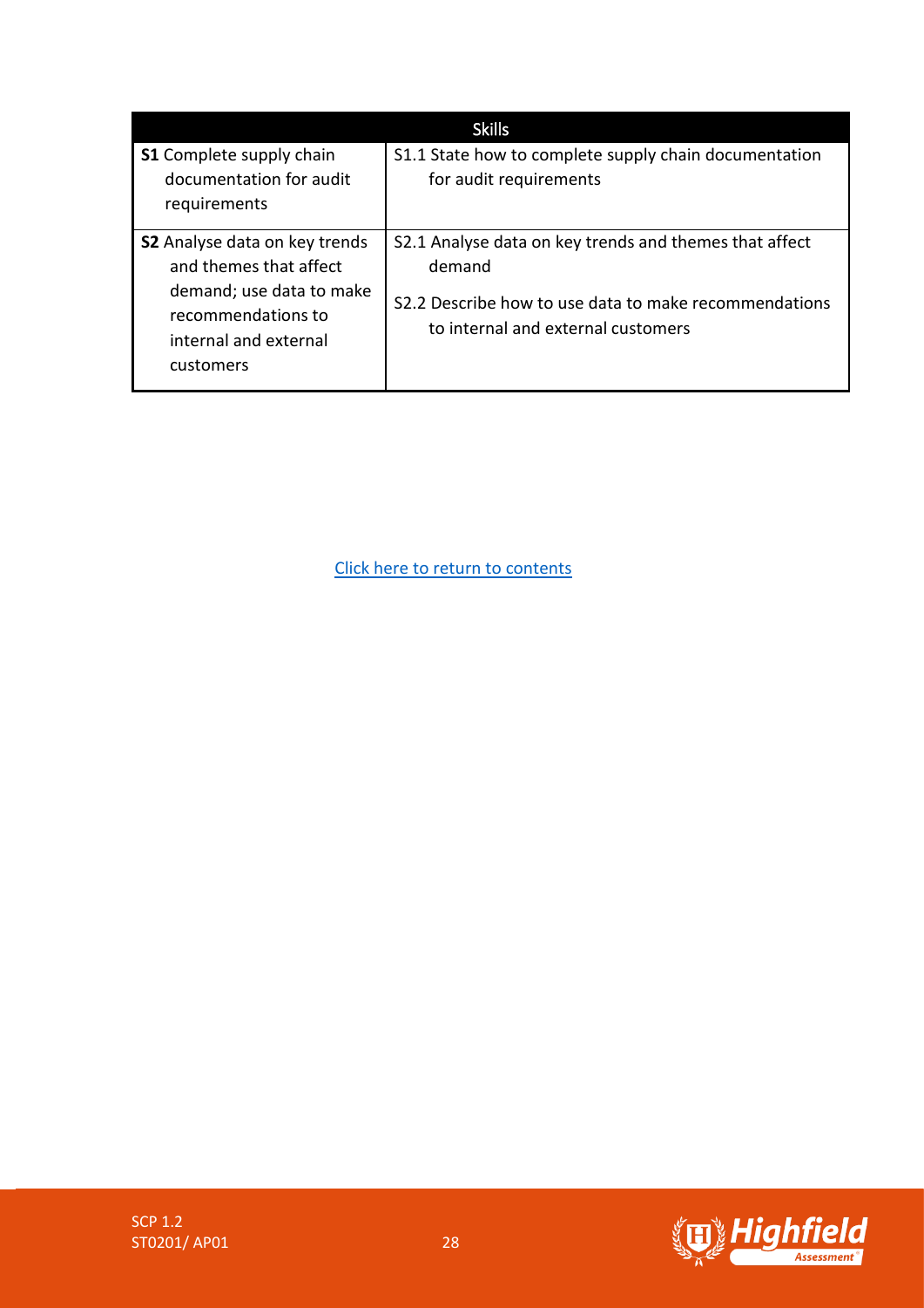| Skills | |
|---|---|
| **S1** Complete supply chain documentation for audit requirements | S1.1 State how to complete supply chain documentation for audit requirements |
| **S2** Analyse data on key trends and themes that affect demand; use data to make recommendations to internal and external customers | S2.1 Analyse data on key trends and themes that affect demand<br><br>S2.2 Describe how to use data to make recommendations to internal and external customers |

Click here to return to contents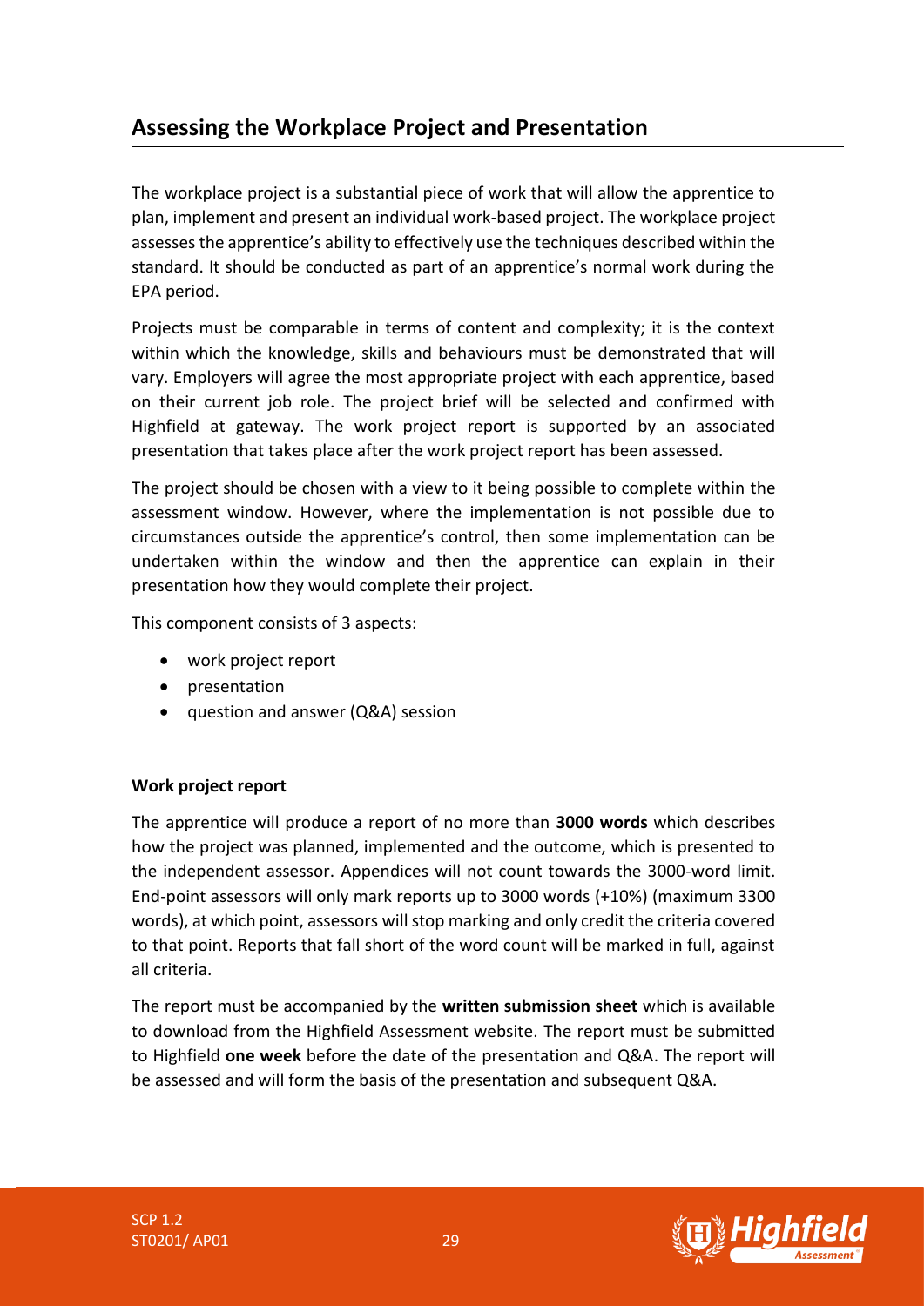## Assessing the Workplace Project and Presentation

The workplace project is a substantial piece of work that will allow the apprentice to plan, implement and present an individual work-based project. The workplace project assesses the apprentice's ability to effectively use the techniques described within the standard. It should be conducted as part of an apprentice's normal work during the EPA period.

Projects must be comparable in terms of content and complexity; it is the context within which the knowledge, skills and behaviours must be demonstrated that will vary. Employers will agree the most appropriate project with each apprentice, based on their current job role. The project brief will be selected and confirmed with Highfield at gateway. The work project report is supported by an associated presentation that takes place after the work project report has been assessed.

The project should be chosen with a view to it being possible to complete within the assessment window. However, where the implementation is not possible due to circumstances outside the apprentice's control, then some implementation can be undertaken within the window and then the apprentice can explain in their presentation how they would complete their project.

This component consists of 3 aspects:

- work project report
- presentation
- question and answer (Q&A) session

**Work project report**

The apprentice will produce a report of no more than **3000 words** which describes how the project was planned, implemented and the outcome, which is presented to the independent assessor. Appendices will not count towards the 3000-word limit. End-point assessors will only mark reports up to 3000 words (+10%) (maximum 3300 words), at which point, assessors will stop marking and only credit the criteria covered to that point. Reports that fall short of the word count will be marked in full, against all criteria.

The report must be accompanied by the **written submission sheet** which is available to download from the Highfield Assessment website. The report must be submitted to Highfield **one week** before the date of the presentation and Q&A. The report will be assessed and will form the basis of the presentation and subsequent Q&A.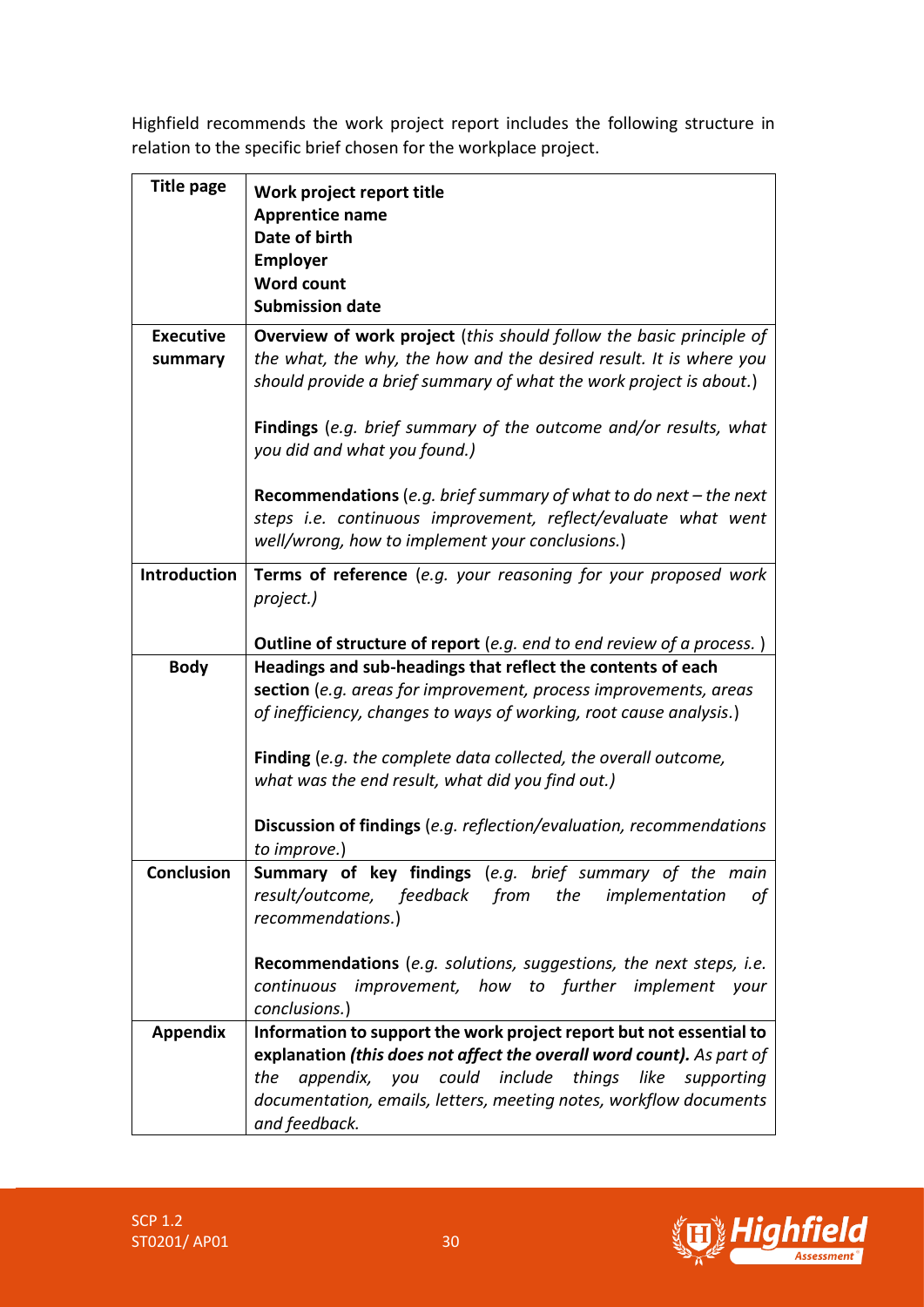Highfield recommends the work project report includes the following structure in relation to the specific brief chosen for the workplace project.

| | |
|---|---|
| **Title page** | **Work project report title**<br>**Apprentice name**<br>**Date of birth**<br>**Employer**<br>**Word count**<br>**Submission date** |
| **Executive summary** | **Overview of work project** (*this should follow the basic principle of the what, the why, the how and the desired result. It is where you should provide a brief summary of what the work project is about.*)<br><br>**Findings** (*e.g. brief summary of the outcome and/or results, what you did and what you found.)*<br><br>**Recommendations** (*e.g. brief summary of what to do next – the next steps i.e. continuous improvement, reflect/evaluate what went well/wrong, how to implement your conclusions.*) |
| **Introduction** | **Terms of reference** (*e.g. your reasoning for your proposed work project.)*<br><br>**Outline of structure of report** (*e.g. end to end review of a process.* ) |
| **Body** | **Headings and sub-headings that reflect the contents of each section** (*e.g. areas for improvement, process improvements, areas of inefficiency, changes to ways of working, root cause analysis.*)<br><br>**Finding** (*e.g. the complete data collected, the overall outcome, what was the end result, what did you find out.)*<br><br>**Discussion of findings** (*e.g. reflection/evaluation, recommendations to improve.*) |
| **Conclusion** | **Summary of key findings** (*e.g. brief summary of the main result/outcome, feedback from the implementation of recommendations.*)<br><br>**Recommendations** (*e.g. solutions, suggestions, the next steps, i.e. continuous improvement, how to further implement your conclusions.*) |
| **Appendix** | **Information to support the work project report but not essential to explanation *(this does not affect the overall word count).*** *As part of the appendix, you could include things like supporting documentation, emails, letters, meeting notes, workflow documents and feedback.* |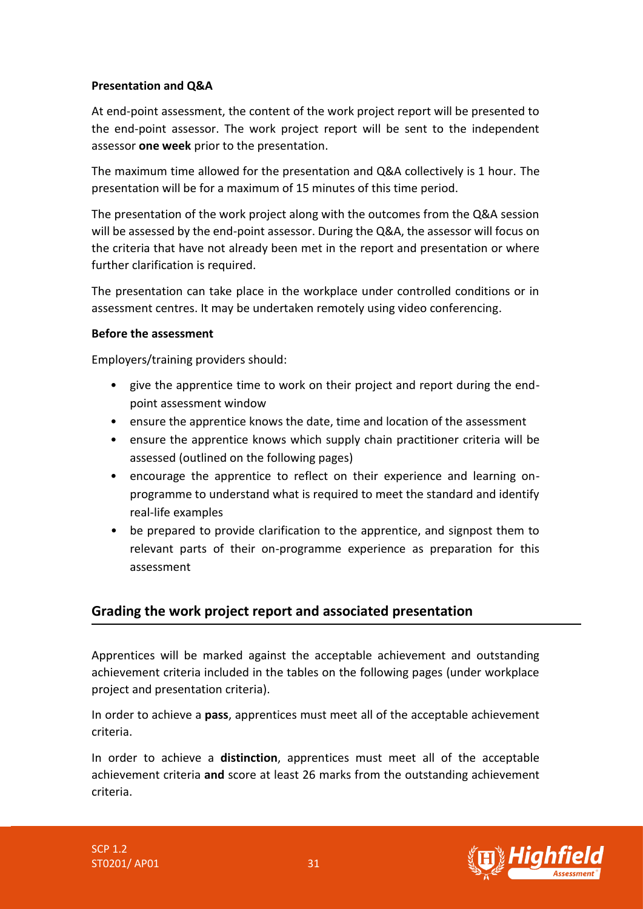**Presentation and Q&A**

At end-point assessment, the content of the work project report will be presented to the end-point assessor. The work project report will be sent to the independent assessor **one week** prior to the presentation.

The maximum time allowed for the presentation and Q&A collectively is 1 hour. The presentation will be for a maximum of 15 minutes of this time period.

The presentation of the work project along with the outcomes from the Q&A session will be assessed by the end-point assessor. During the Q&A, the assessor will focus on the criteria that have not already been met in the report and presentation or where further clarification is required.

The presentation can take place in the workplace under controlled conditions or in assessment centres. It may be undertaken remotely using video conferencing.

**Before the assessment**

Employers/training providers should:

- give the apprentice time to work on their project and report during the end-point assessment window
- ensure the apprentice knows the date, time and location of the assessment
- ensure the apprentice knows which supply chain practitioner criteria will be assessed (outlined on the following pages)
- encourage the apprentice to reflect on their experience and learning on-programme to understand what is required to meet the standard and identify real-life examples
- be prepared to provide clarification to the apprentice, and signpost them to relevant parts of their on-programme experience as preparation for this assessment

## Grading the work project report and associated presentation

Apprentices will be marked against the acceptable achievement and outstanding achievement criteria included in the tables on the following pages (under workplace project and presentation criteria).

In order to achieve a **pass**, apprentices must meet all of the acceptable achievement criteria.

In order to achieve a **distinction**, apprentices must meet all of the acceptable achievement criteria **and** score at least 26 marks from the outstanding achievement criteria.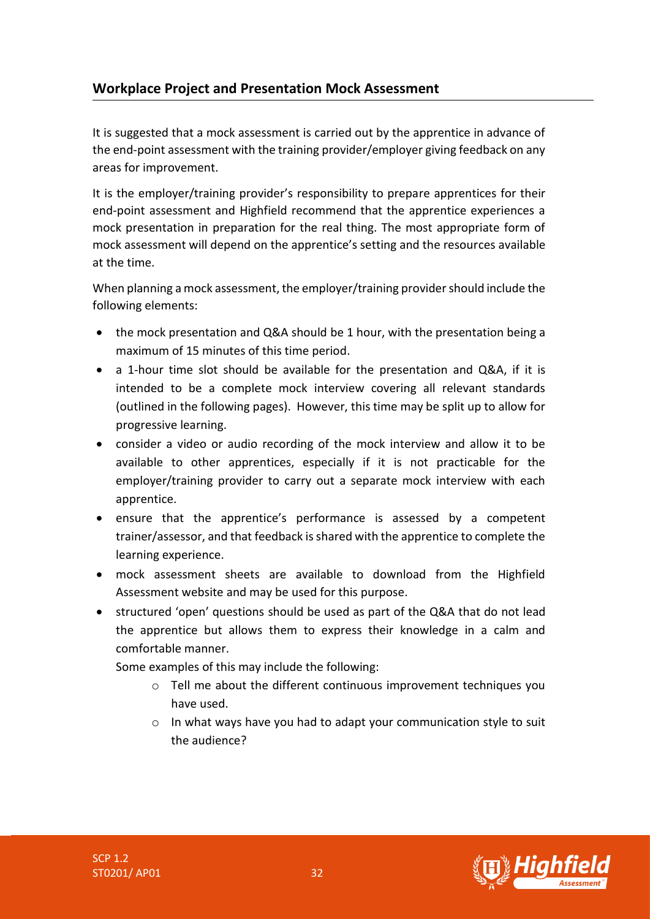## Workplace Project and Presentation Mock Assessment

It is suggested that a mock assessment is carried out by the apprentice in advance of the end-point assessment with the training provider/employer giving feedback on any areas for improvement.

It is the employer/training provider's responsibility to prepare apprentices for their end-point assessment and Highfield recommend that the apprentice experiences a mock presentation in preparation for the real thing. The most appropriate form of mock assessment will depend on the apprentice's setting and the resources available at the time.

When planning a mock assessment, the employer/training provider should include the following elements:

- the mock presentation and Q&A should be 1 hour, with the presentation being a maximum of 15 minutes of this time period.
- a 1-hour time slot should be available for the presentation and Q&A, if it is intended to be a complete mock interview covering all relevant standards (outlined in the following pages). However, this time may be split up to allow for progressive learning.
- consider a video or audio recording of the mock interview and allow it to be available to other apprentices, especially if it is not practicable for the employer/training provider to carry out a separate mock interview with each apprentice.
- ensure that the apprentice's performance is assessed by a competent trainer/assessor, and that feedback is shared with the apprentice to complete the learning experience.
- mock assessment sheets are available to download from the Highfield Assessment website and may be used for this purpose.
- structured 'open' questions should be used as part of the Q&A that do not lead the apprentice but allows them to express their knowledge in a calm and comfortable manner.

  Some examples of this may include the following:
  - Tell me about the different continuous improvement techniques you have used.
  - In what ways have you had to adapt your communication style to suit the audience?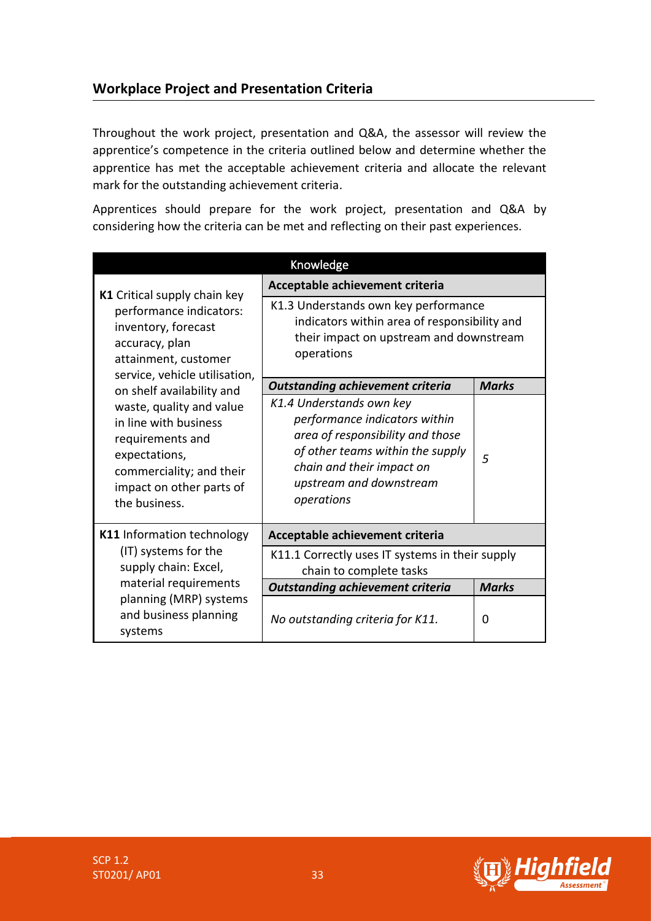## Workplace Project and Presentation Criteria

Throughout the work project, presentation and Q&A, the assessor will review the apprentice's competence in the criteria outlined below and determine whether the apprentice has met the acceptable achievement criteria and allocate the relevant mark for the outstanding achievement criteria.

Apprentices should prepare for the work project, presentation and Q&A by considering how the criteria can be met and reflecting on their past experiences.

| Knowledge | | |
|---|---|---|
| **K1** Critical supply chain key performance indicators: inventory, forecast accuracy, plan attainment, customer service, vehicle utilisation, on shelf availability and waste, quality and value in line with business requirements and expectations, commerciality; and their impact on other parts of the business. | **Acceptable achievement criteria** | |
| | K1.3 Understands own key performance indicators within area of responsibility and their impact on upstream and downstream operations | |
| | ***Outstanding achievement criteria*** | ***Marks*** |
| | *K1.4 Understands own key performance indicators within area of responsibility and those of other teams within the supply chain and their impact on upstream and downstream operations* | *5* |
| **K11** Information technology (IT) systems for the supply chain: Excel, material requirements planning (MRP) systems and business planning systems | **Acceptable achievement criteria** | |
| | K11.1 Correctly uses IT systems in their supply chain to complete tasks | |
| | ***Outstanding achievement criteria*** | ***Marks*** |
| | *No outstanding criteria for K11.* | 0 |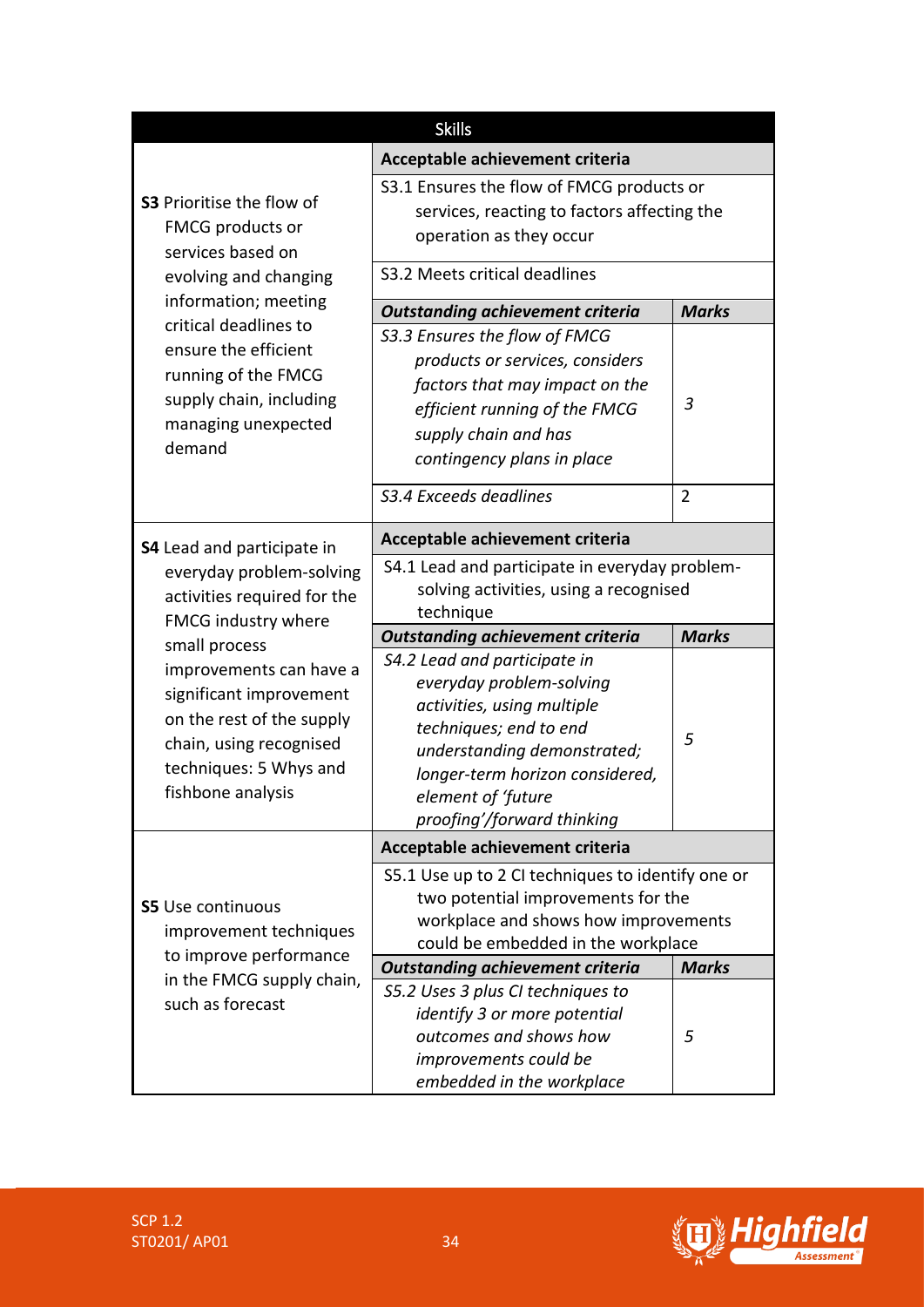| Skills | | |
|---|---|---|
| **S3** Prioritise the flow of FMCG products or services based on evolving and changing information; meeting critical deadlines to ensure the efficient running of the FMCG supply chain, including managing unexpected demand | **Acceptable achievement criteria** | |
| | S3.1 Ensures the flow of FMCG products or services, reacting to factors affecting the operation as they occur | |
| | S3.2 Meets critical deadlines | |
| | ***Outstanding achievement criteria*** | ***Marks*** |
| | *S3.3 Ensures the flow of FMCG products or services, considers factors that may impact on the efficient running of the FMCG supply chain and has contingency plans in place* | *3* |
| | *S3.4 Exceeds deadlines* | 2 |
| **S4** Lead and participate in everyday problem-solving activities required for the FMCG industry where small process improvements can have a significant improvement on the rest of the supply chain, using recognised techniques: 5 Whys and fishbone analysis | **Acceptable achievement criteria** | |
| | S4.1 Lead and participate in everyday problem-solving activities, using a recognised technique | |
| | ***Outstanding achievement criteria*** | ***Marks*** |
| | *S4.2 Lead and participate in everyday problem-solving activities, using multiple techniques; end to end understanding demonstrated; longer-term horizon considered, element of 'future proofing'/forward thinking* | *5* |
| **S5** Use continuous improvement techniques to improve performance in the FMCG supply chain, such as forecast | **Acceptable achievement criteria** | |
| | S5.1 Use up to 2 CI techniques to identify one or two potential improvements for the workplace and shows how improvements could be embedded in the workplace | |
| | ***Outstanding achievement criteria*** | ***Marks*** |
| | *S5.2 Uses 3 plus CI techniques to identify 3 or more potential outcomes and shows how improvements could be embedded in the workplace* | *5* |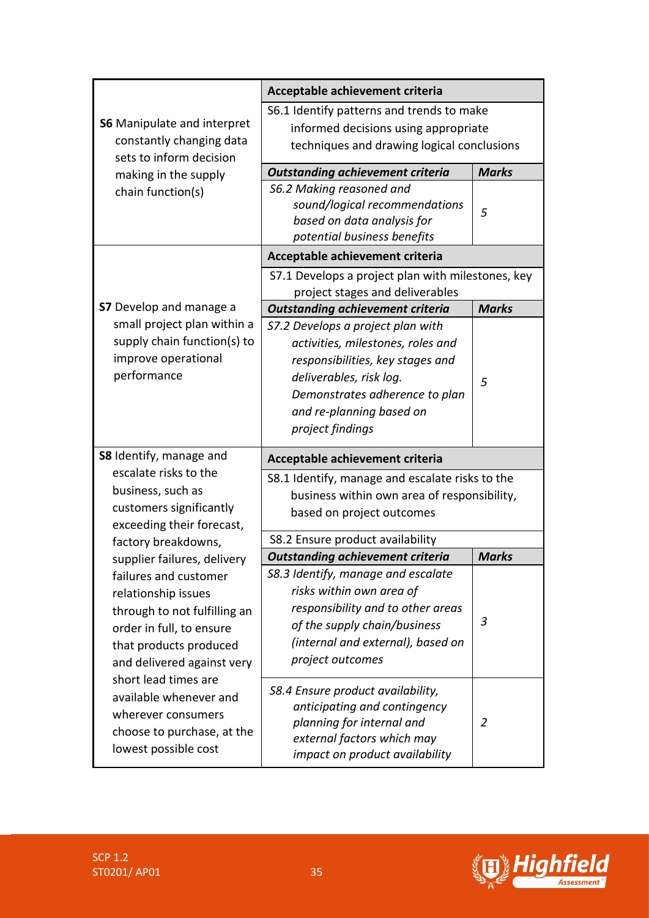| | Acceptable achievement criteria | |
|---|---|---|
| **S6** Manipulate and interpret constantly changing data sets to inform decision making in the supply chain function(s) | S6.1 Identify patterns and trends to make informed decisions using appropriate techniques and drawing logical conclusions | |
| | ***Outstanding achievement criteria*** | ***Marks*** |
| | *S6.2 Making reasoned and sound/logical recommendations based on data analysis for potential business benefits* | *5* |
| | **Acceptable achievement criteria** | |
| **S7** Develop and manage a small project plan within a supply chain function(s) to improve operational performance | S7.1 Develops a project plan with milestones, key project stages and deliverables | |
| | ***Outstanding achievement criteria*** | ***Marks*** |
| | *S7.2 Develops a project plan with activities, milestones, roles and responsibilities, key stages and deliverables, risk log. Demonstrates adherence to plan and re-planning based on project findings* | *5* |
| **S8** Identify, manage and escalate risks to the business, such as customers significantly exceeding their forecast, factory breakdowns, supplier failures, delivery failures and customer relationship issues through to not fulfilling an order in full, to ensure that products produced and delivered against very short lead times are available whenever and wherever consumers choose to purchase, at the lowest possible cost | **Acceptable achievement criteria** | |
| | S8.1 Identify, manage and escalate risks to the business within own area of responsibility, based on project outcomes | |
| | S8.2 Ensure product availability | |
| | ***Outstanding achievement criteria*** | ***Marks*** |
| | *S8.3 Identify, manage and escalate risks within own area of responsibility and to other areas of the supply chain/business (internal and external), based on project outcomes* | *3* |
| | *S8.4 Ensure product availability, anticipating and contingency planning for internal and external factors which may impact on product availability* | *2* |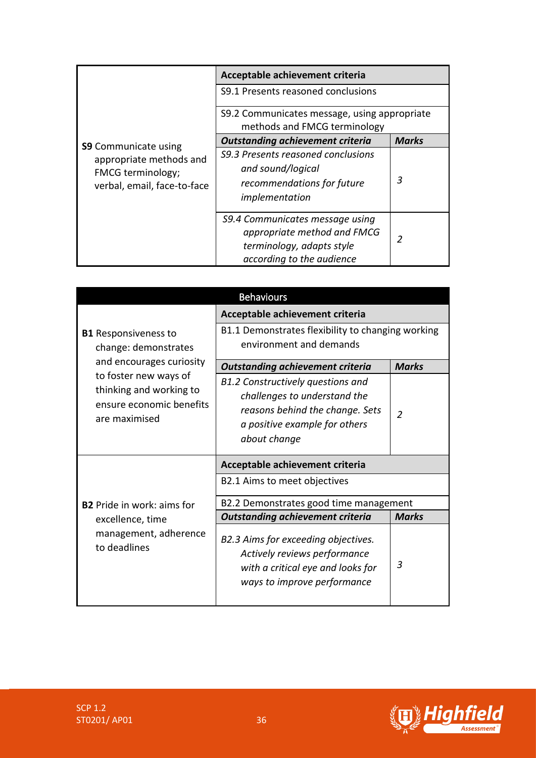| | Acceptable achievement criteria | |
|---|---|---|
| **S9** Communicate using appropriate methods and FMCG terminology; verbal, email, face-to-face | S9.1 Presents reasoned conclusions | |
| | S9.2 Communicates message, using appropriate methods and FMCG terminology | |
| | ***Outstanding achievement criteria*** | ***Marks*** |
| | *S9.3 Presents reasoned conclusions and sound/logical recommendations for future implementation* | *3* |
| | *S9.4 Communicates message using appropriate method and FMCG terminology, adapts style according to the audience* | *2* |

| Behaviours | | |
|---|---|---|
| | **Acceptable achievement criteria** | |
| **B1** Responsiveness to change: demonstrates and encourages curiosity to foster new ways of thinking and working to ensure economic benefits are maximised | B1.1 Demonstrates flexibility to changing working environment and demands | |
| | ***Outstanding achievement criteria*** | ***Marks*** |
| | *B1.2 Constructively questions and challenges to understand the reasons behind the change. Sets a positive example for others about change* | *2* |
| | **Acceptable achievement criteria** | |
| **B2** Pride in work: aims for excellence, time management, adherence to deadlines | B2.1 Aims to meet objectives | |
| | B2.2 Demonstrates good time management | |
| | ***Outstanding achievement criteria*** | ***Marks*** |
| | *B2.3 Aims for exceeding objectives. Actively reviews performance with a critical eye and looks for ways to improve performance* | *3* |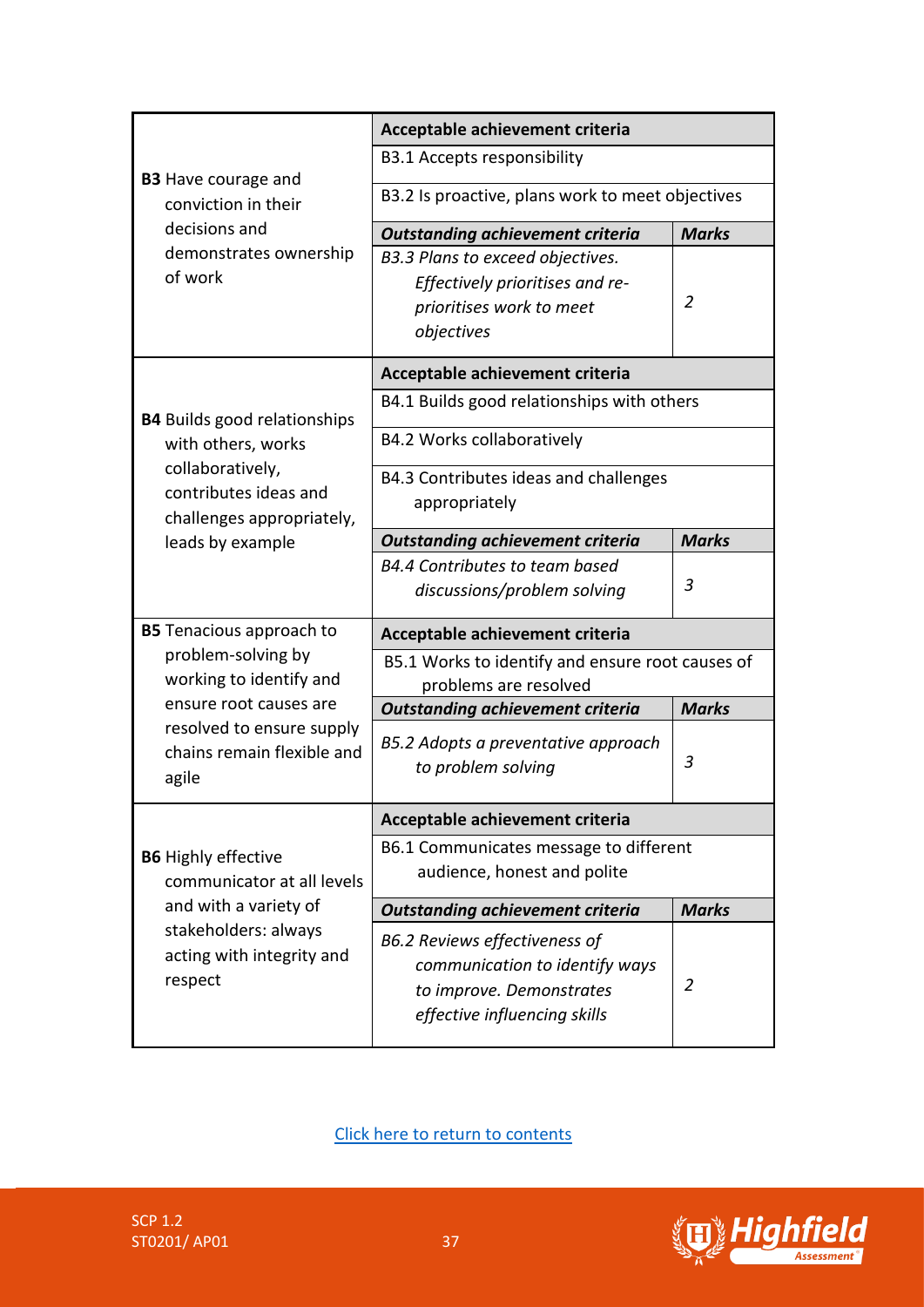| | Acceptable achievement criteria | |
|---|---|---|
| **B3** Have courage and conviction in their decisions and demonstrates ownership of work | B3.1 Accepts responsibility | |
| | B3.2 Is proactive, plans work to meet objectives | |
| | ***Outstanding achievement criteria*** | ***Marks*** |
| | *B3.3 Plans to exceed objectives. Effectively prioritises and re-prioritises work to meet objectives* | *2* |
| | **Acceptable achievement criteria** | |
| **B4** Builds good relationships with others, works collaboratively, contributes ideas and challenges appropriately, leads by example | B4.1 Builds good relationships with others | |
| | B4.2 Works collaboratively | |
| | B4.3 Contributes ideas and challenges appropriately | |
| | ***Outstanding achievement criteria*** | ***Marks*** |
| | *B4.4 Contributes to team based discussions/problem solving* | *3* |
| **B5** Tenacious approach to problem-solving by working to identify and ensure root causes are resolved to ensure supply chains remain flexible and agile | **Acceptable achievement criteria** | |
| | B5.1 Works to identify and ensure root causes of problems are resolved | |
| | ***Outstanding achievement criteria*** | ***Marks*** |
| | *B5.2 Adopts a preventative approach to problem solving* | *3* |
| | **Acceptable achievement criteria** | |
| **B6** Highly effective communicator at all levels and with a variety of stakeholders: always acting with integrity and respect | B6.1 Communicates message to different audience, honest and polite | |
| | ***Outstanding achievement criteria*** | ***Marks*** |
| | *B6.2 Reviews effectiveness of communication to identify ways to improve. Demonstrates effective influencing skills* | *2* |

Click here to return to contents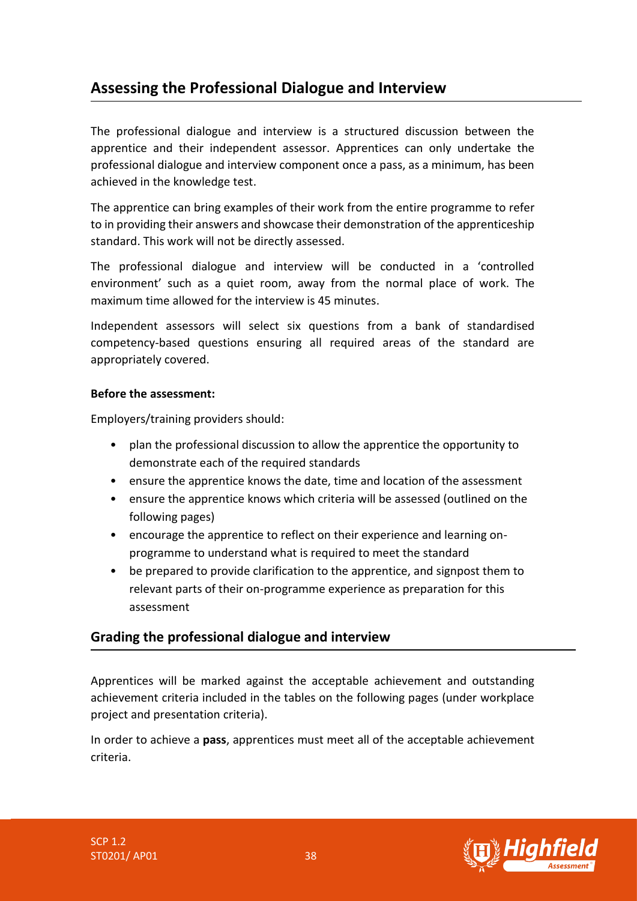## Assessing the Professional Dialogue and Interview

The professional dialogue and interview is a structured discussion between the apprentice and their independent assessor. Apprentices can only undertake the professional dialogue and interview component once a pass, as a minimum, has been achieved in the knowledge test.

The apprentice can bring examples of their work from the entire programme to refer to in providing their answers and showcase their demonstration of the apprenticeship standard. This work will not be directly assessed.

The professional dialogue and interview will be conducted in a 'controlled environment' such as a quiet room, away from the normal place of work. The maximum time allowed for the interview is 45 minutes.

Independent assessors will select six questions from a bank of standardised competency-based questions ensuring all required areas of the standard are appropriately covered.

**Before the assessment:**

Employers/training providers should:

- plan the professional discussion to allow the apprentice the opportunity to demonstrate each of the required standards
- ensure the apprentice knows the date, time and location of the assessment
- ensure the apprentice knows which criteria will be assessed (outlined on the following pages)
- encourage the apprentice to reflect on their experience and learning on-programme to understand what is required to meet the standard
- be prepared to provide clarification to the apprentice, and signpost them to relevant parts of their on-programme experience as preparation for this assessment

## Grading the professional dialogue and interview

Apprentices will be marked against the acceptable achievement and outstanding achievement criteria included in the tables on the following pages (under workplace project and presentation criteria).

In order to achieve a **pass**, apprentices must meet all of the acceptable achievement criteria.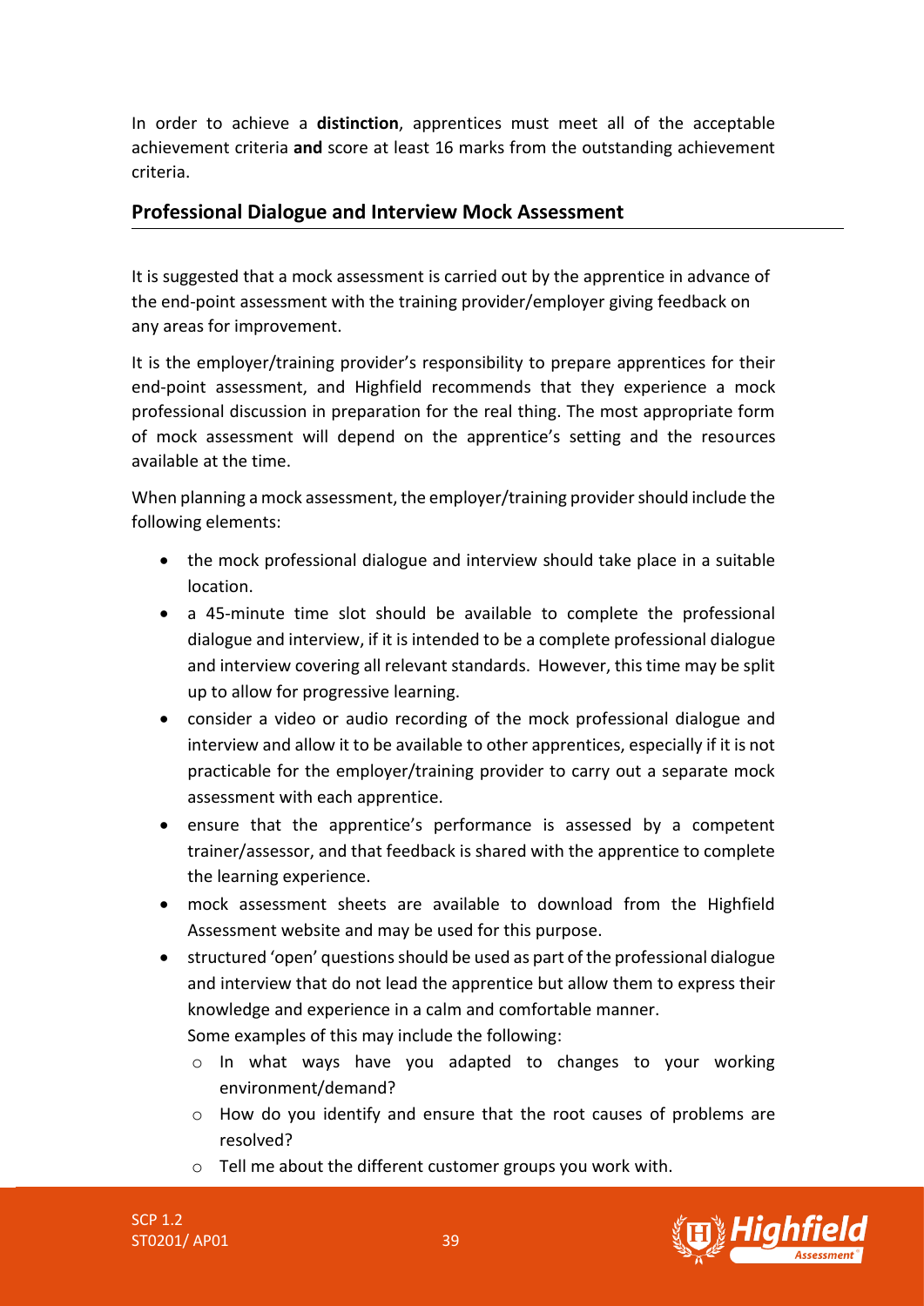In order to achieve a **distinction**, apprentices must meet all of the acceptable achievement criteria **and** score at least 16 marks from the outstanding achievement criteria.

## Professional Dialogue and Interview Mock Assessment

It is suggested that a mock assessment is carried out by the apprentice in advance of the end-point assessment with the training provider/employer giving feedback on any areas for improvement.

It is the employer/training provider's responsibility to prepare apprentices for their end-point assessment, and Highfield recommends that they experience a mock professional discussion in preparation for the real thing. The most appropriate form of mock assessment will depend on the apprentice's setting and the resources available at the time.

When planning a mock assessment, the employer/training provider should include the following elements:

- the mock professional dialogue and interview should take place in a suitable location.
- a 45-minute time slot should be available to complete the professional dialogue and interview, if it is intended to be a complete professional dialogue and interview covering all relevant standards. However, this time may be split up to allow for progressive learning.
- consider a video or audio recording of the mock professional dialogue and interview and allow it to be available to other apprentices, especially if it is not practicable for the employer/training provider to carry out a separate mock assessment with each apprentice.
- ensure that the apprentice's performance is assessed by a competent trainer/assessor, and that feedback is shared with the apprentice to complete the learning experience.
- mock assessment sheets are available to download from the Highfield Assessment website and may be used for this purpose.
- structured 'open' questions should be used as part of the professional dialogue and interview that do not lead the apprentice but allow them to express their knowledge and experience in a calm and comfortable manner.
  Some examples of this may include the following:
  - In what ways have you adapted to changes to your working environment/demand?
  - How do you identify and ensure that the root causes of problems are resolved?
  - Tell me about the different customer groups you work with.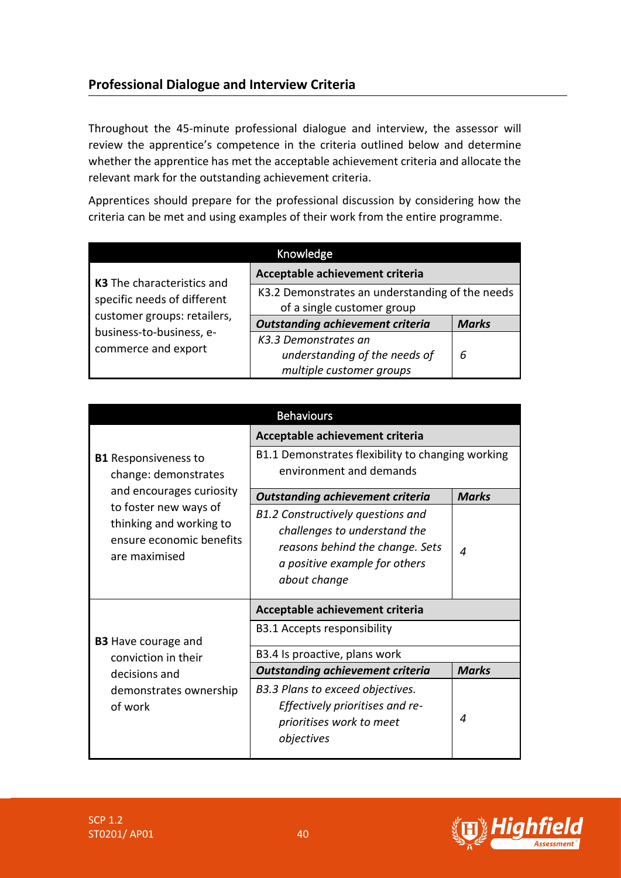## Professional Dialogue and Interview Criteria

Throughout the 45-minute professional dialogue and interview, the assessor will review the apprentice's competence in the criteria outlined below and determine whether the apprentice has met the acceptable achievement criteria and allocate the relevant mark for the outstanding achievement criteria.

Apprentices should prepare for the professional discussion by considering how the criteria can be met and using examples of their work from the entire programme.

| Knowledge | | |
|---|---|---|
| **K3** The characteristics and specific needs of different customer groups: retailers, business-to-business, e-commerce and export | **Acceptable achievement criteria** | |
| | K3.2 Demonstrates an understanding of the needs of a single customer group | |
| | ***Outstanding achievement criteria*** | ***Marks*** |
| | *K3.3 Demonstrates an understanding of the needs of multiple customer groups* | *6* |

| Behaviours | | |
|---|---|---|
| **B1** Responsiveness to change: demonstrates and encourages curiosity to foster new ways of thinking and working to ensure economic benefits are maximised | **Acceptable achievement criteria** | |
| | B1.1 Demonstrates flexibility to changing working environment and demands | |
| | ***Outstanding achievement criteria*** | ***Marks*** |
| | *B1.2 Constructively questions and challenges to understand the reasons behind the change. Sets a positive example for others about change* | *4* |
| **B3** Have courage and conviction in their decisions and demonstrates ownership of work | **Acceptable achievement criteria** | |
| | B3.1 Accepts responsibility | |
| | B3.4 Is proactive, plans work | |
| | ***Outstanding achievement criteria*** | ***Marks*** |
| | *B3.3 Plans to exceed objectives. Effectively prioritises and re-prioritises work to meet objectives* | *4* |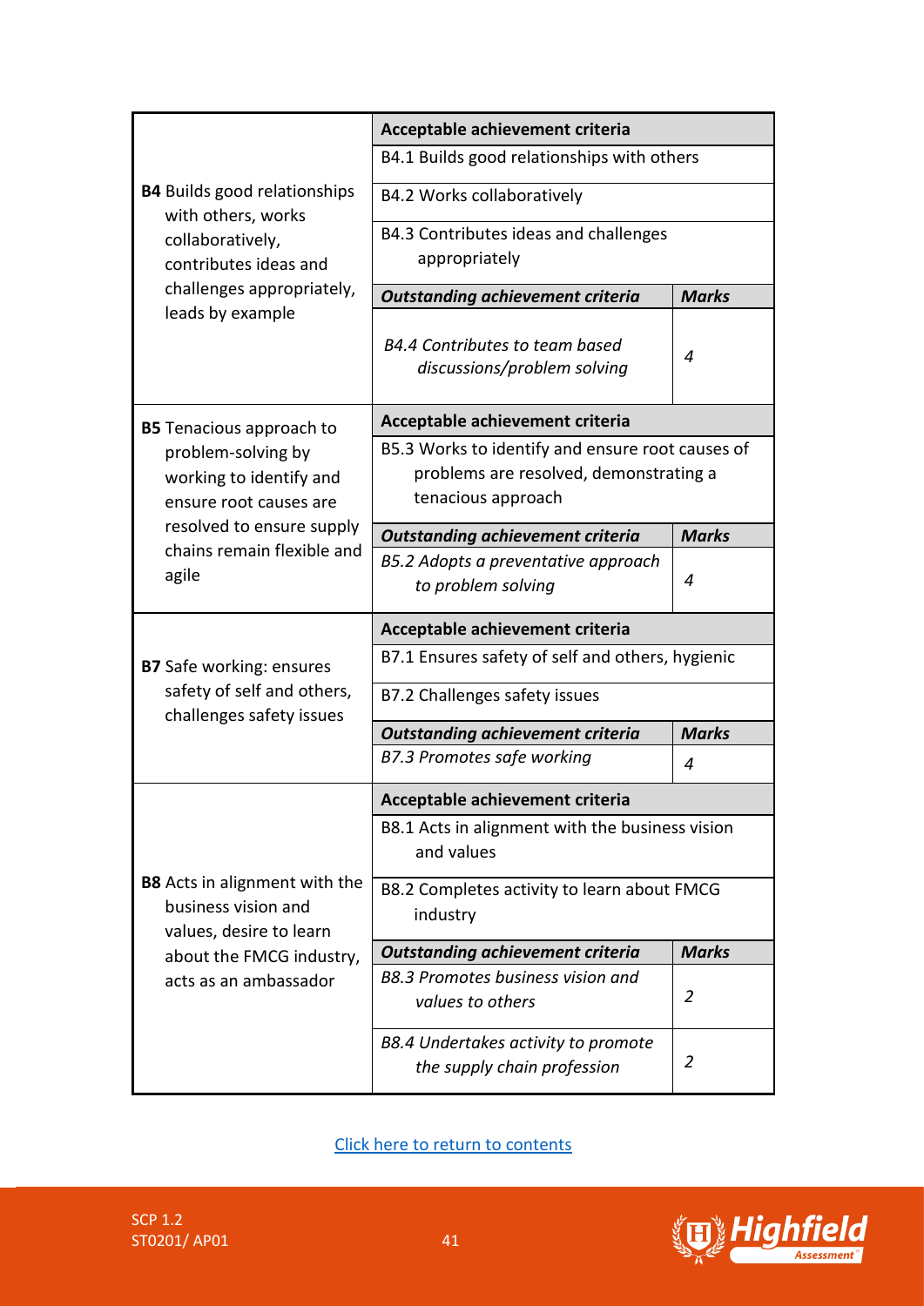| | | |
|---|---|---|
| **B4** Builds good relationships with others, works collaboratively, contributes ideas and challenges appropriately, leads by example | **Acceptable achievement criteria** | |
| | B4.1 Builds good relationships with others | |
| | B4.2 Works collaboratively | |
| | B4.3 Contributes ideas and challenges appropriately | |
| | ***Outstanding achievement criteria*** | ***Marks*** |
| | *B4.4 Contributes to team based discussions/problem solving* | *4* |
| **B5** Tenacious approach to problem-solving by working to identify and ensure root causes are resolved to ensure supply chains remain flexible and agile | **Acceptable achievement criteria** | |
| | B5.3 Works to identify and ensure root causes of problems are resolved, demonstrating a tenacious approach | |
| | ***Outstanding achievement criteria*** | ***Marks*** |
| | *B5.2 Adopts a preventative approach to problem solving* | *4* |
| **B7** Safe working: ensures safety of self and others, challenges safety issues | **Acceptable achievement criteria** | |
| | B7.1 Ensures safety of self and others, hygienic | |
| | B7.2 Challenges safety issues | |
| | ***Outstanding achievement criteria*** | ***Marks*** |
| | *B7.3 Promotes safe working* | *4* |
| **B8** Acts in alignment with the business vision and values, desire to learn about the FMCG industry, acts as an ambassador | **Acceptable achievement criteria** | |
| | B8.1 Acts in alignment with the business vision and values | |
| | B8.2 Completes activity to learn about FMCG industry | |
| | ***Outstanding achievement criteria*** | ***Marks*** |
| | *B8.3 Promotes business vision and values to others* | *2* |
| | *B8.4 Undertakes activity to promote the supply chain profession* | *2* |

Click here to return to contents